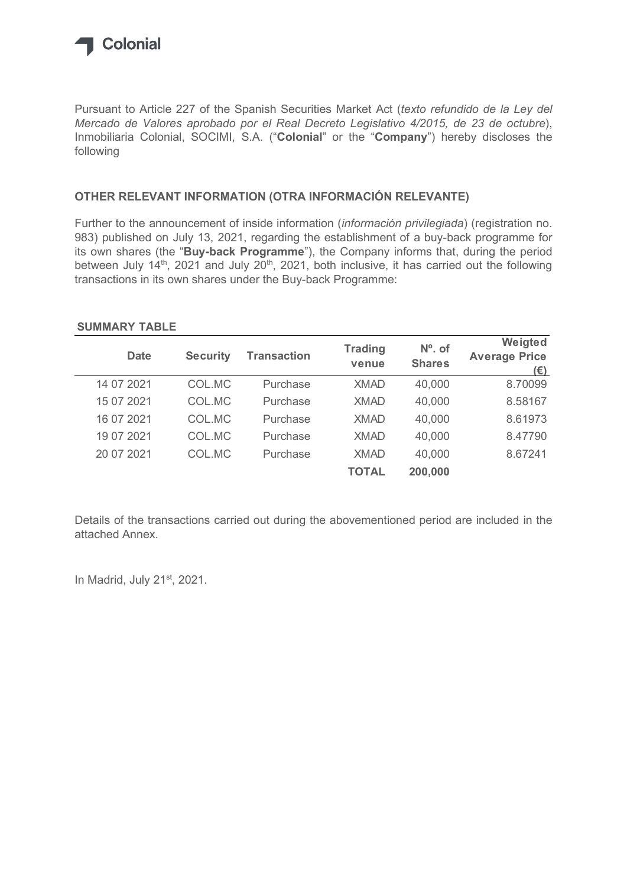Colonial

Pursuant to Article 227 of the Spanish Securities Market Act (*texto refundido de la Ley del Mercado de Valores aprobado por el Real Decreto Legislativo 4/2015, de 23 de octubre*), Inmobiliaria Colonial, SOCIMI, S.A. ("**Colonial**" or the "**Company**") hereby discloses the following

## OTHER RELEVANT INFORMATION (OTRA INFORMACIÓN RELEVANTE)

Further to the announcement of inside information (*información privilegiada*) (registration no. 983) published on July 13, 2021, regarding the establishment of a buy-back programme for its own shares (the "**Buy-back Programme**"), the Company informs that, during the period between July 14th, 2021 and July 20th, 2021, both inclusive, it has carried out the following transactions in its own shares under the Buy-back Programme:

**SUMMARY TABLE**

| Date | Security | Transaction | Trading venue | Nº. of Shares | Weigted Average Price (€) |
|---|---|---|---|---|---|
| 14 07 2021 | COL.MC | Purchase | XMAD | 40,000 | 8.70099 |
| 15 07 2021 | COL.MC | Purchase | XMAD | 40,000 | 8.58167 |
| 16 07 2021 | COL.MC | Purchase | XMAD | 40,000 | 8.61973 |
| 19 07 2021 | COL.MC | Purchase | XMAD | 40,000 | 8.47790 |
| 20 07 2021 | COL.MC | Purchase | XMAD | 40,000 | 8.67241 |
| | | | **TOTAL** | **200,000** | |

Details of the transactions carried out during the abovementioned period are included in the attached Annex.

In Madrid, July 21st, 2021.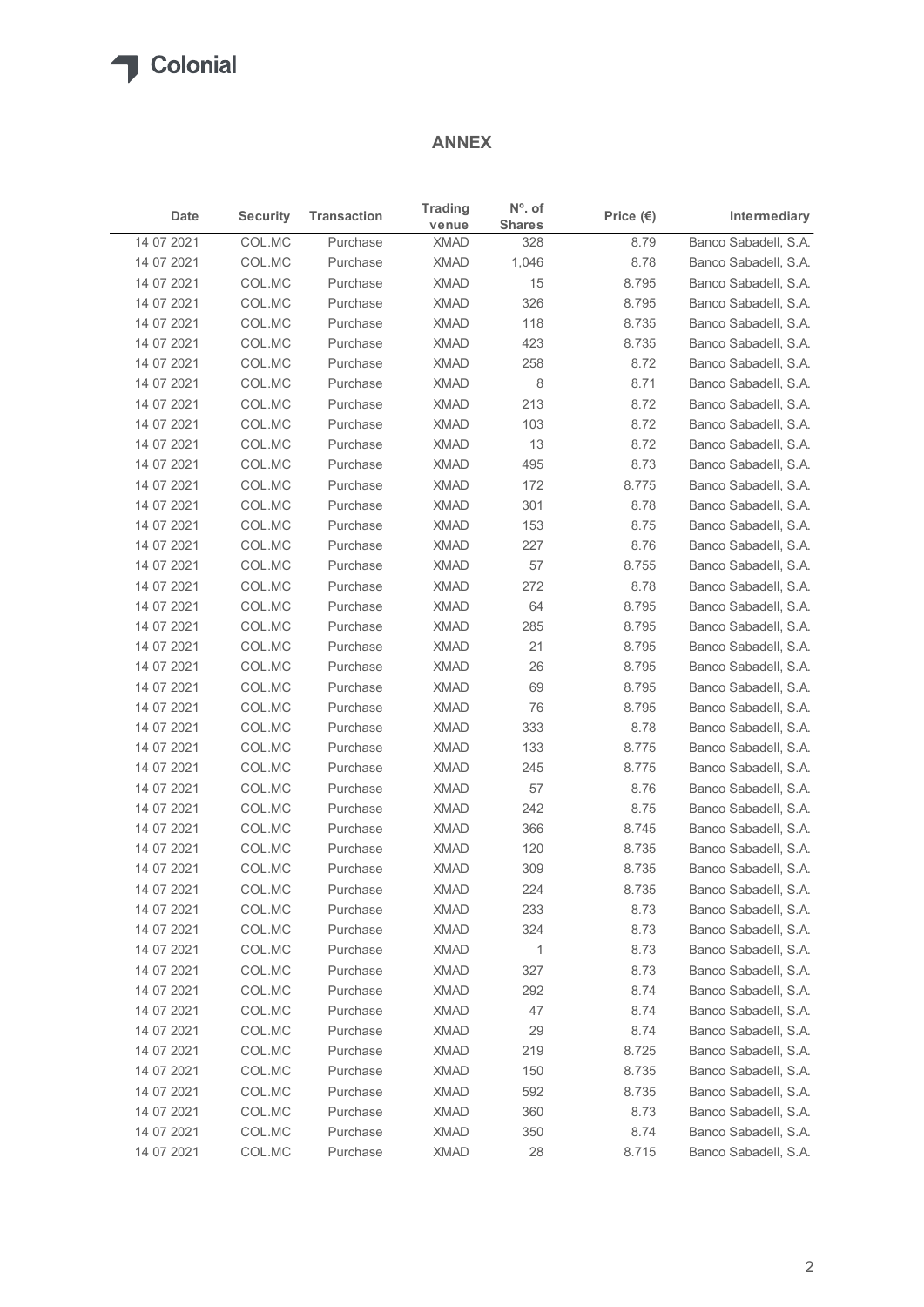## ANNEX

| Date | Security | Transaction | Trading venue | Nº. of Shares | Price (€) | Intermediary |
|---|---|---|---|---|---|---|
| 14 07 2021 | COL.MC | Purchase | XMAD | 328 | 8.79 | Banco Sabadell, S.A. |
| 14 07 2021 | COL.MC | Purchase | XMAD | 1,046 | 8.78 | Banco Sabadell, S.A. |
| 14 07 2021 | COL.MC | Purchase | XMAD | 15 | 8.795 | Banco Sabadell, S.A. |
| 14 07 2021 | COL.MC | Purchase | XMAD | 326 | 8.795 | Banco Sabadell, S.A. |
| 14 07 2021 | COL.MC | Purchase | XMAD | 118 | 8.735 | Banco Sabadell, S.A. |
| 14 07 2021 | COL.MC | Purchase | XMAD | 423 | 8.735 | Banco Sabadell, S.A. |
| 14 07 2021 | COL.MC | Purchase | XMAD | 258 | 8.72 | Banco Sabadell, S.A. |
| 14 07 2021 | COL.MC | Purchase | XMAD | 8 | 8.71 | Banco Sabadell, S.A. |
| 14 07 2021 | COL.MC | Purchase | XMAD | 213 | 8.72 | Banco Sabadell, S.A. |
| 14 07 2021 | COL.MC | Purchase | XMAD | 103 | 8.72 | Banco Sabadell, S.A. |
| 14 07 2021 | COL.MC | Purchase | XMAD | 13 | 8.72 | Banco Sabadell, S.A. |
| 14 07 2021 | COL.MC | Purchase | XMAD | 495 | 8.73 | Banco Sabadell, S.A. |
| 14 07 2021 | COL.MC | Purchase | XMAD | 172 | 8.775 | Banco Sabadell, S.A. |
| 14 07 2021 | COL.MC | Purchase | XMAD | 301 | 8.78 | Banco Sabadell, S.A. |
| 14 07 2021 | COL.MC | Purchase | XMAD | 153 | 8.75 | Banco Sabadell, S.A. |
| 14 07 2021 | COL.MC | Purchase | XMAD | 227 | 8.76 | Banco Sabadell, S.A. |
| 14 07 2021 | COL.MC | Purchase | XMAD | 57 | 8.755 | Banco Sabadell, S.A. |
| 14 07 2021 | COL.MC | Purchase | XMAD | 272 | 8.78 | Banco Sabadell, S.A. |
| 14 07 2021 | COL.MC | Purchase | XMAD | 64 | 8.795 | Banco Sabadell, S.A. |
| 14 07 2021 | COL.MC | Purchase | XMAD | 285 | 8.795 | Banco Sabadell, S.A. |
| 14 07 2021 | COL.MC | Purchase | XMAD | 21 | 8.795 | Banco Sabadell, S.A. |
| 14 07 2021 | COL.MC | Purchase | XMAD | 26 | 8.795 | Banco Sabadell, S.A. |
| 14 07 2021 | COL.MC | Purchase | XMAD | 69 | 8.795 | Banco Sabadell, S.A. |
| 14 07 2021 | COL.MC | Purchase | XMAD | 76 | 8.795 | Banco Sabadell, S.A. |
| 14 07 2021 | COL.MC | Purchase | XMAD | 333 | 8.78 | Banco Sabadell, S.A. |
| 14 07 2021 | COL.MC | Purchase | XMAD | 133 | 8.775 | Banco Sabadell, S.A. |
| 14 07 2021 | COL.MC | Purchase | XMAD | 245 | 8.775 | Banco Sabadell, S.A. |
| 14 07 2021 | COL.MC | Purchase | XMAD | 57 | 8.76 | Banco Sabadell, S.A. |
| 14 07 2021 | COL.MC | Purchase | XMAD | 242 | 8.75 | Banco Sabadell, S.A. |
| 14 07 2021 | COL.MC | Purchase | XMAD | 366 | 8.745 | Banco Sabadell, S.A. |
| 14 07 2021 | COL.MC | Purchase | XMAD | 120 | 8.735 | Banco Sabadell, S.A. |
| 14 07 2021 | COL.MC | Purchase | XMAD | 309 | 8.735 | Banco Sabadell, S.A. |
| 14 07 2021 | COL.MC | Purchase | XMAD | 224 | 8.735 | Banco Sabadell, S.A. |
| 14 07 2021 | COL.MC | Purchase | XMAD | 233 | 8.73 | Banco Sabadell, S.A. |
| 14 07 2021 | COL.MC | Purchase | XMAD | 324 | 8.73 | Banco Sabadell, S.A. |
| 14 07 2021 | COL.MC | Purchase | XMAD | 1 | 8.73 | Banco Sabadell, S.A. |
| 14 07 2021 | COL.MC | Purchase | XMAD | 327 | 8.73 | Banco Sabadell, S.A. |
| 14 07 2021 | COL.MC | Purchase | XMAD | 292 | 8.74 | Banco Sabadell, S.A. |
| 14 07 2021 | COL.MC | Purchase | XMAD | 47 | 8.74 | Banco Sabadell, S.A. |
| 14 07 2021 | COL.MC | Purchase | XMAD | 29 | 8.74 | Banco Sabadell, S.A. |
| 14 07 2021 | COL.MC | Purchase | XMAD | 219 | 8.725 | Banco Sabadell, S.A. |
| 14 07 2021 | COL.MC | Purchase | XMAD | 150 | 8.735 | Banco Sabadell, S.A. |
| 14 07 2021 | COL.MC | Purchase | XMAD | 592 | 8.735 | Banco Sabadell, S.A. |
| 14 07 2021 | COL.MC | Purchase | XMAD | 360 | 8.73 | Banco Sabadell, S.A. |
| 14 07 2021 | COL.MC | Purchase | XMAD | 350 | 8.74 | Banco Sabadell, S.A. |
| 14 07 2021 | COL.MC | Purchase | XMAD | 28 | 8.715 | Banco Sabadell, S.A. |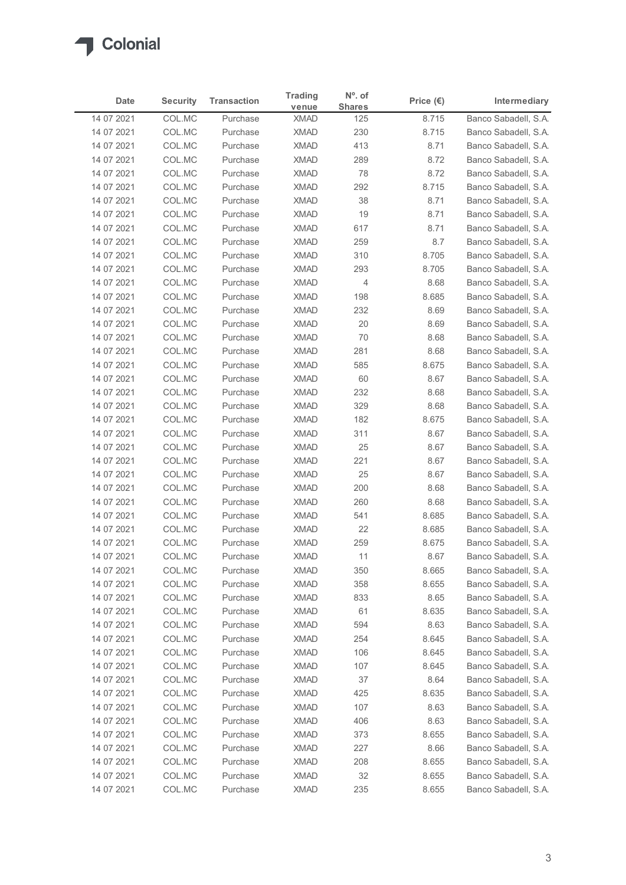Colonial

| Date | Security | Transaction | Trading venue | Nº. of Shares | Price (€) | Intermediary |
|---|---|---|---|---|---|---|
| 14 07 2021 | COL.MC | Purchase | XMAD | 125 | 8.715 | Banco Sabadell, S.A. |
| 14 07 2021 | COL.MC | Purchase | XMAD | 230 | 8.715 | Banco Sabadell, S.A. |
| 14 07 2021 | COL.MC | Purchase | XMAD | 413 | 8.71 | Banco Sabadell, S.A. |
| 14 07 2021 | COL.MC | Purchase | XMAD | 289 | 8.72 | Banco Sabadell, S.A. |
| 14 07 2021 | COL.MC | Purchase | XMAD | 78 | 8.72 | Banco Sabadell, S.A. |
| 14 07 2021 | COL.MC | Purchase | XMAD | 292 | 8.715 | Banco Sabadell, S.A. |
| 14 07 2021 | COL.MC | Purchase | XMAD | 38 | 8.71 | Banco Sabadell, S.A. |
| 14 07 2021 | COL.MC | Purchase | XMAD | 19 | 8.71 | Banco Sabadell, S.A. |
| 14 07 2021 | COL.MC | Purchase | XMAD | 617 | 8.71 | Banco Sabadell, S.A. |
| 14 07 2021 | COL.MC | Purchase | XMAD | 259 | 8.7 | Banco Sabadell, S.A. |
| 14 07 2021 | COL.MC | Purchase | XMAD | 310 | 8.705 | Banco Sabadell, S.A. |
| 14 07 2021 | COL.MC | Purchase | XMAD | 293 | 8.705 | Banco Sabadell, S.A. |
| 14 07 2021 | COL.MC | Purchase | XMAD | 4 | 8.68 | Banco Sabadell, S.A. |
| 14 07 2021 | COL.MC | Purchase | XMAD | 198 | 8.685 | Banco Sabadell, S.A. |
| 14 07 2021 | COL.MC | Purchase | XMAD | 232 | 8.69 | Banco Sabadell, S.A. |
| 14 07 2021 | COL.MC | Purchase | XMAD | 20 | 8.69 | Banco Sabadell, S.A. |
| 14 07 2021 | COL.MC | Purchase | XMAD | 70 | 8.68 | Banco Sabadell, S.A. |
| 14 07 2021 | COL.MC | Purchase | XMAD | 281 | 8.68 | Banco Sabadell, S.A. |
| 14 07 2021 | COL.MC | Purchase | XMAD | 585 | 8.675 | Banco Sabadell, S.A. |
| 14 07 2021 | COL.MC | Purchase | XMAD | 60 | 8.67 | Banco Sabadell, S.A. |
| 14 07 2021 | COL.MC | Purchase | XMAD | 232 | 8.68 | Banco Sabadell, S.A. |
| 14 07 2021 | COL.MC | Purchase | XMAD | 329 | 8.68 | Banco Sabadell, S.A. |
| 14 07 2021 | COL.MC | Purchase | XMAD | 182 | 8.675 | Banco Sabadell, S.A. |
| 14 07 2021 | COL.MC | Purchase | XMAD | 311 | 8.67 | Banco Sabadell, S.A. |
| 14 07 2021 | COL.MC | Purchase | XMAD | 25 | 8.67 | Banco Sabadell, S.A. |
| 14 07 2021 | COL.MC | Purchase | XMAD | 221 | 8.67 | Banco Sabadell, S.A. |
| 14 07 2021 | COL.MC | Purchase | XMAD | 25 | 8.67 | Banco Sabadell, S.A. |
| 14 07 2021 | COL.MC | Purchase | XMAD | 200 | 8.68 | Banco Sabadell, S.A. |
| 14 07 2021 | COL.MC | Purchase | XMAD | 260 | 8.68 | Banco Sabadell, S.A. |
| 14 07 2021 | COL.MC | Purchase | XMAD | 541 | 8.685 | Banco Sabadell, S.A. |
| 14 07 2021 | COL.MC | Purchase | XMAD | 22 | 8.685 | Banco Sabadell, S.A. |
| 14 07 2021 | COL.MC | Purchase | XMAD | 259 | 8.675 | Banco Sabadell, S.A. |
| 14 07 2021 | COL.MC | Purchase | XMAD | 11 | 8.67 | Banco Sabadell, S.A. |
| 14 07 2021 | COL.MC | Purchase | XMAD | 350 | 8.665 | Banco Sabadell, S.A. |
| 14 07 2021 | COL.MC | Purchase | XMAD | 358 | 8.655 | Banco Sabadell, S.A. |
| 14 07 2021 | COL.MC | Purchase | XMAD | 833 | 8.65 | Banco Sabadell, S.A. |
| 14 07 2021 | COL.MC | Purchase | XMAD | 61 | 8.635 | Banco Sabadell, S.A. |
| 14 07 2021 | COL.MC | Purchase | XMAD | 594 | 8.63 | Banco Sabadell, S.A. |
| 14 07 2021 | COL.MC | Purchase | XMAD | 254 | 8.645 | Banco Sabadell, S.A. |
| 14 07 2021 | COL.MC | Purchase | XMAD | 106 | 8.645 | Banco Sabadell, S.A. |
| 14 07 2021 | COL.MC | Purchase | XMAD | 107 | 8.645 | Banco Sabadell, S.A. |
| 14 07 2021 | COL.MC | Purchase | XMAD | 37 | 8.64 | Banco Sabadell, S.A. |
| 14 07 2021 | COL.MC | Purchase | XMAD | 425 | 8.635 | Banco Sabadell, S.A. |
| 14 07 2021 | COL.MC | Purchase | XMAD | 107 | 8.63 | Banco Sabadell, S.A. |
| 14 07 2021 | COL.MC | Purchase | XMAD | 406 | 8.63 | Banco Sabadell, S.A. |
| 14 07 2021 | COL.MC | Purchase | XMAD | 373 | 8.655 | Banco Sabadell, S.A. |
| 14 07 2021 | COL.MC | Purchase | XMAD | 227 | 8.66 | Banco Sabadell, S.A. |
| 14 07 2021 | COL.MC | Purchase | XMAD | 208 | 8.655 | Banco Sabadell, S.A. |
| 14 07 2021 | COL.MC | Purchase | XMAD | 32 | 8.655 | Banco Sabadell, S.A. |
| 14 07 2021 | COL.MC | Purchase | XMAD | 235 | 8.655 | Banco Sabadell, S.A. |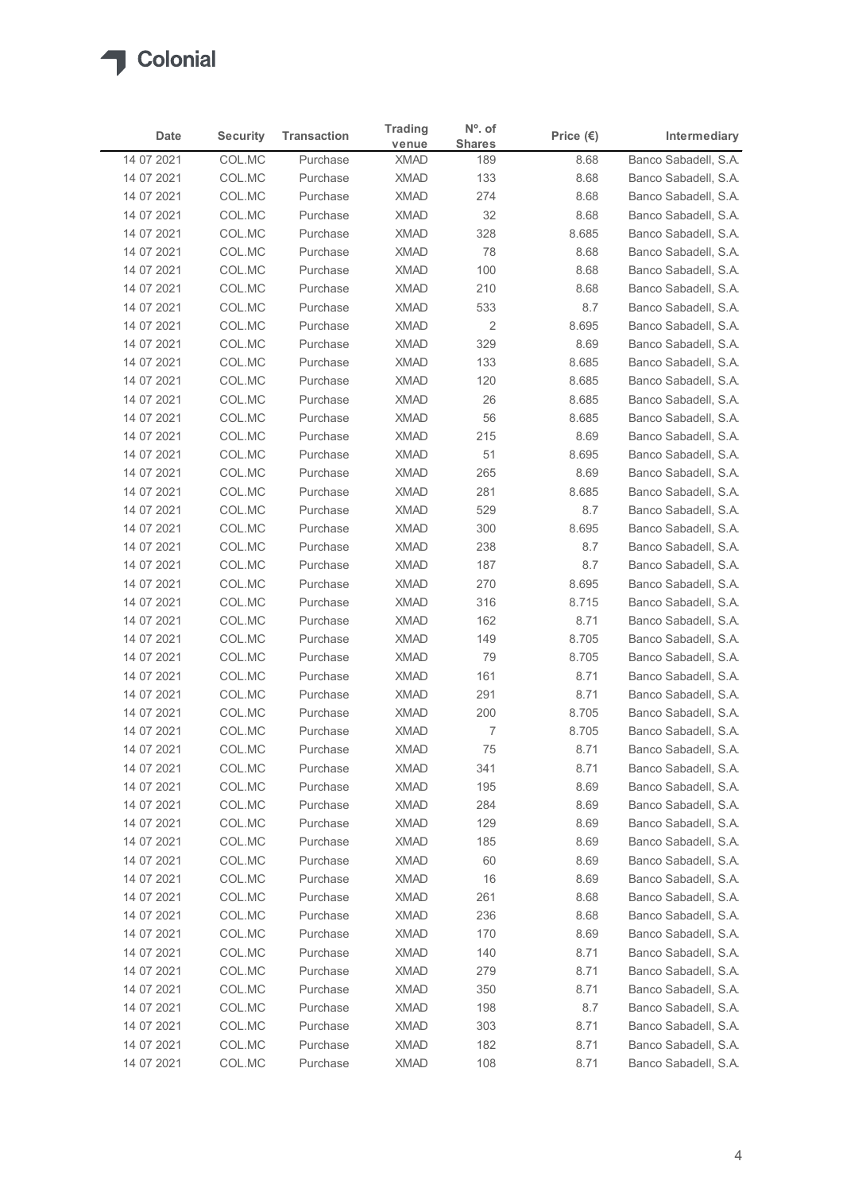# Colonial

| Date | Security | Transaction | Trading venue | Nº. of Shares | Price (€) | Intermediary |
|---|---|---|---|---|---|---|
| 14 07 2021 | COL.MC | Purchase | XMAD | 189 | 8.68 | Banco Sabadell, S.A. |
| 14 07 2021 | COL.MC | Purchase | XMAD | 133 | 8.68 | Banco Sabadell, S.A. |
| 14 07 2021 | COL.MC | Purchase | XMAD | 274 | 8.68 | Banco Sabadell, S.A. |
| 14 07 2021 | COL.MC | Purchase | XMAD | 32 | 8.68 | Banco Sabadell, S.A. |
| 14 07 2021 | COL.MC | Purchase | XMAD | 328 | 8.685 | Banco Sabadell, S.A. |
| 14 07 2021 | COL.MC | Purchase | XMAD | 78 | 8.68 | Banco Sabadell, S.A. |
| 14 07 2021 | COL.MC | Purchase | XMAD | 100 | 8.68 | Banco Sabadell, S.A. |
| 14 07 2021 | COL.MC | Purchase | XMAD | 210 | 8.68 | Banco Sabadell, S.A. |
| 14 07 2021 | COL.MC | Purchase | XMAD | 533 | 8.7 | Banco Sabadell, S.A. |
| 14 07 2021 | COL.MC | Purchase | XMAD | 2 | 8.695 | Banco Sabadell, S.A. |
| 14 07 2021 | COL.MC | Purchase | XMAD | 329 | 8.69 | Banco Sabadell, S.A. |
| 14 07 2021 | COL.MC | Purchase | XMAD | 133 | 8.685 | Banco Sabadell, S.A. |
| 14 07 2021 | COL.MC | Purchase | XMAD | 120 | 8.685 | Banco Sabadell, S.A. |
| 14 07 2021 | COL.MC | Purchase | XMAD | 26 | 8.685 | Banco Sabadell, S.A. |
| 14 07 2021 | COL.MC | Purchase | XMAD | 56 | 8.685 | Banco Sabadell, S.A. |
| 14 07 2021 | COL.MC | Purchase | XMAD | 215 | 8.69 | Banco Sabadell, S.A. |
| 14 07 2021 | COL.MC | Purchase | XMAD | 51 | 8.695 | Banco Sabadell, S.A. |
| 14 07 2021 | COL.MC | Purchase | XMAD | 265 | 8.69 | Banco Sabadell, S.A. |
| 14 07 2021 | COL.MC | Purchase | XMAD | 281 | 8.685 | Banco Sabadell, S.A. |
| 14 07 2021 | COL.MC | Purchase | XMAD | 529 | 8.7 | Banco Sabadell, S.A. |
| 14 07 2021 | COL.MC | Purchase | XMAD | 300 | 8.695 | Banco Sabadell, S.A. |
| 14 07 2021 | COL.MC | Purchase | XMAD | 238 | 8.7 | Banco Sabadell, S.A. |
| 14 07 2021 | COL.MC | Purchase | XMAD | 187 | 8.7 | Banco Sabadell, S.A. |
| 14 07 2021 | COL.MC | Purchase | XMAD | 270 | 8.695 | Banco Sabadell, S.A. |
| 14 07 2021 | COL.MC | Purchase | XMAD | 316 | 8.715 | Banco Sabadell, S.A. |
| 14 07 2021 | COL.MC | Purchase | XMAD | 162 | 8.71 | Banco Sabadell, S.A. |
| 14 07 2021 | COL.MC | Purchase | XMAD | 149 | 8.705 | Banco Sabadell, S.A. |
| 14 07 2021 | COL.MC | Purchase | XMAD | 79 | 8.705 | Banco Sabadell, S.A. |
| 14 07 2021 | COL.MC | Purchase | XMAD | 161 | 8.71 | Banco Sabadell, S.A. |
| 14 07 2021 | COL.MC | Purchase | XMAD | 291 | 8.71 | Banco Sabadell, S.A. |
| 14 07 2021 | COL.MC | Purchase | XMAD | 200 | 8.705 | Banco Sabadell, S.A. |
| 14 07 2021 | COL.MC | Purchase | XMAD | 7 | 8.705 | Banco Sabadell, S.A. |
| 14 07 2021 | COL.MC | Purchase | XMAD | 75 | 8.71 | Banco Sabadell, S.A. |
| 14 07 2021 | COL.MC | Purchase | XMAD | 341 | 8.71 | Banco Sabadell, S.A. |
| 14 07 2021 | COL.MC | Purchase | XMAD | 195 | 8.69 | Banco Sabadell, S.A. |
| 14 07 2021 | COL.MC | Purchase | XMAD | 284 | 8.69 | Banco Sabadell, S.A. |
| 14 07 2021 | COL.MC | Purchase | XMAD | 129 | 8.69 | Banco Sabadell, S.A. |
| 14 07 2021 | COL.MC | Purchase | XMAD | 185 | 8.69 | Banco Sabadell, S.A. |
| 14 07 2021 | COL.MC | Purchase | XMAD | 60 | 8.69 | Banco Sabadell, S.A. |
| 14 07 2021 | COL.MC | Purchase | XMAD | 16 | 8.69 | Banco Sabadell, S.A. |
| 14 07 2021 | COL.MC | Purchase | XMAD | 261 | 8.68 | Banco Sabadell, S.A. |
| 14 07 2021 | COL.MC | Purchase | XMAD | 236 | 8.68 | Banco Sabadell, S.A. |
| 14 07 2021 | COL.MC | Purchase | XMAD | 170 | 8.69 | Banco Sabadell, S.A. |
| 14 07 2021 | COL.MC | Purchase | XMAD | 140 | 8.71 | Banco Sabadell, S.A. |
| 14 07 2021 | COL.MC | Purchase | XMAD | 279 | 8.71 | Banco Sabadell, S.A. |
| 14 07 2021 | COL.MC | Purchase | XMAD | 350 | 8.71 | Banco Sabadell, S.A. |
| 14 07 2021 | COL.MC | Purchase | XMAD | 198 | 8.7 | Banco Sabadell, S.A. |
| 14 07 2021 | COL.MC | Purchase | XMAD | 303 | 8.71 | Banco Sabadell, S.A. |
| 14 07 2021 | COL.MC | Purchase | XMAD | 182 | 8.71 | Banco Sabadell, S.A. |
| 14 07 2021 | COL.MC | Purchase | XMAD | 108 | 8.71 | Banco Sabadell, S.A. |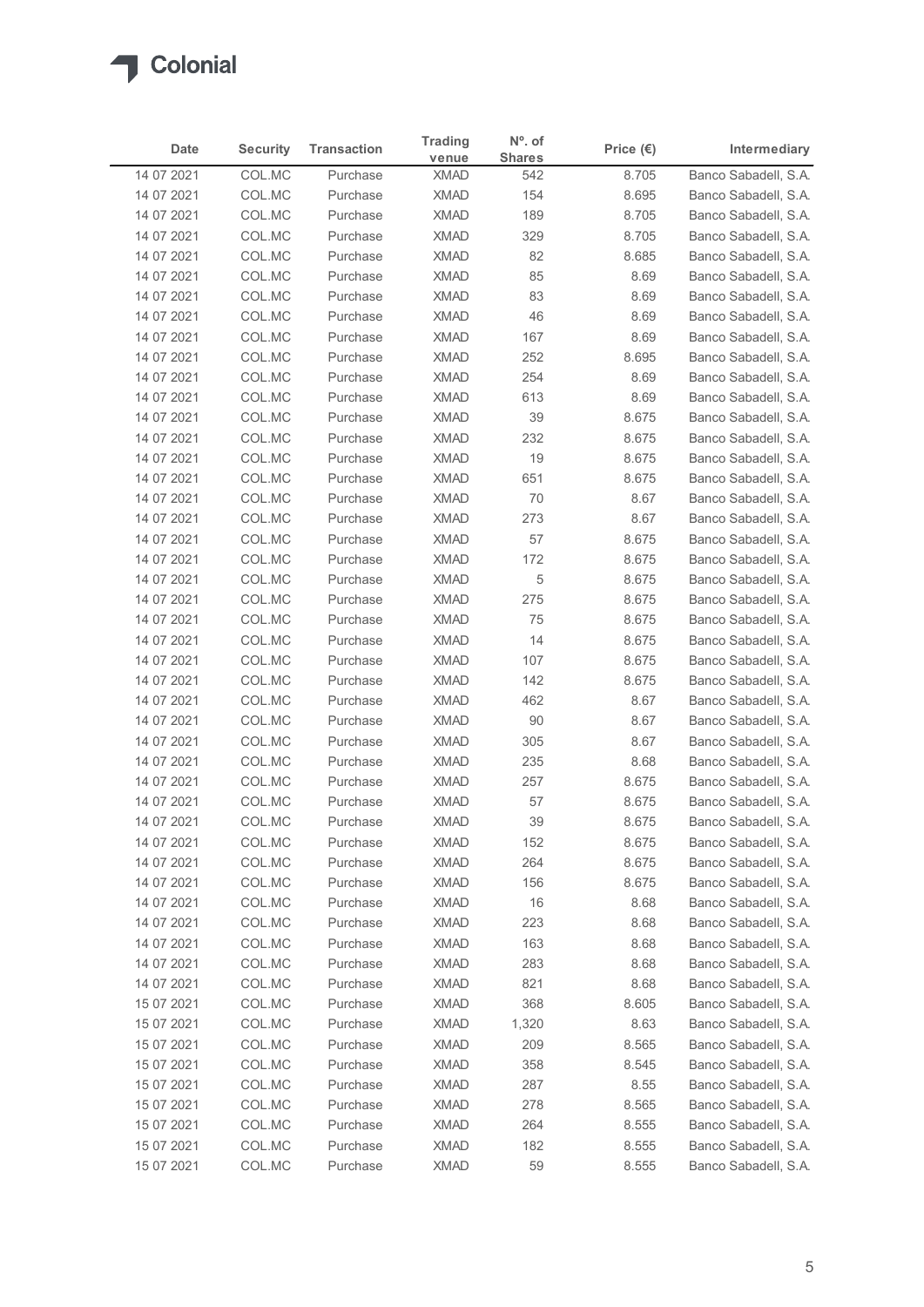# Colonial

| Date | Security | Transaction | Trading venue | Nº. of Shares | Price (€) | Intermediary |
|---|---|---|---|---|---|---|
| 14 07 2021 | COL.MC | Purchase | XMAD | 542 | 8.705 | Banco Sabadell, S.A. |
| 14 07 2021 | COL.MC | Purchase | XMAD | 154 | 8.695 | Banco Sabadell, S.A. |
| 14 07 2021 | COL.MC | Purchase | XMAD | 189 | 8.705 | Banco Sabadell, S.A. |
| 14 07 2021 | COL.MC | Purchase | XMAD | 329 | 8.705 | Banco Sabadell, S.A. |
| 14 07 2021 | COL.MC | Purchase | XMAD | 82 | 8.685 | Banco Sabadell, S.A. |
| 14 07 2021 | COL.MC | Purchase | XMAD | 85 | 8.69 | Banco Sabadell, S.A. |
| 14 07 2021 | COL.MC | Purchase | XMAD | 83 | 8.69 | Banco Sabadell, S.A. |
| 14 07 2021 | COL.MC | Purchase | XMAD | 46 | 8.69 | Banco Sabadell, S.A. |
| 14 07 2021 | COL.MC | Purchase | XMAD | 167 | 8.69 | Banco Sabadell, S.A. |
| 14 07 2021 | COL.MC | Purchase | XMAD | 252 | 8.695 | Banco Sabadell, S.A. |
| 14 07 2021 | COL.MC | Purchase | XMAD | 254 | 8.69 | Banco Sabadell, S.A. |
| 14 07 2021 | COL.MC | Purchase | XMAD | 613 | 8.69 | Banco Sabadell, S.A. |
| 14 07 2021 | COL.MC | Purchase | XMAD | 39 | 8.675 | Banco Sabadell, S.A. |
| 14 07 2021 | COL.MC | Purchase | XMAD | 232 | 8.675 | Banco Sabadell, S.A. |
| 14 07 2021 | COL.MC | Purchase | XMAD | 19 | 8.675 | Banco Sabadell, S.A. |
| 14 07 2021 | COL.MC | Purchase | XMAD | 651 | 8.675 | Banco Sabadell, S.A. |
| 14 07 2021 | COL.MC | Purchase | XMAD | 70 | 8.67 | Banco Sabadell, S.A. |
| 14 07 2021 | COL.MC | Purchase | XMAD | 273 | 8.67 | Banco Sabadell, S.A. |
| 14 07 2021 | COL.MC | Purchase | XMAD | 57 | 8.675 | Banco Sabadell, S.A. |
| 14 07 2021 | COL.MC | Purchase | XMAD | 172 | 8.675 | Banco Sabadell, S.A. |
| 14 07 2021 | COL.MC | Purchase | XMAD | 5 | 8.675 | Banco Sabadell, S.A. |
| 14 07 2021 | COL.MC | Purchase | XMAD | 275 | 8.675 | Banco Sabadell, S.A. |
| 14 07 2021 | COL.MC | Purchase | XMAD | 75 | 8.675 | Banco Sabadell, S.A. |
| 14 07 2021 | COL.MC | Purchase | XMAD | 14 | 8.675 | Banco Sabadell, S.A. |
| 14 07 2021 | COL.MC | Purchase | XMAD | 107 | 8.675 | Banco Sabadell, S.A. |
| 14 07 2021 | COL.MC | Purchase | XMAD | 142 | 8.675 | Banco Sabadell, S.A. |
| 14 07 2021 | COL.MC | Purchase | XMAD | 462 | 8.67 | Banco Sabadell, S.A. |
| 14 07 2021 | COL.MC | Purchase | XMAD | 90 | 8.67 | Banco Sabadell, S.A. |
| 14 07 2021 | COL.MC | Purchase | XMAD | 305 | 8.67 | Banco Sabadell, S.A. |
| 14 07 2021 | COL.MC | Purchase | XMAD | 235 | 8.68 | Banco Sabadell, S.A. |
| 14 07 2021 | COL.MC | Purchase | XMAD | 257 | 8.675 | Banco Sabadell, S.A. |
| 14 07 2021 | COL.MC | Purchase | XMAD | 57 | 8.675 | Banco Sabadell, S.A. |
| 14 07 2021 | COL.MC | Purchase | XMAD | 39 | 8.675 | Banco Sabadell, S.A. |
| 14 07 2021 | COL.MC | Purchase | XMAD | 152 | 8.675 | Banco Sabadell, S.A. |
| 14 07 2021 | COL.MC | Purchase | XMAD | 264 | 8.675 | Banco Sabadell, S.A. |
| 14 07 2021 | COL.MC | Purchase | XMAD | 156 | 8.675 | Banco Sabadell, S.A. |
| 14 07 2021 | COL.MC | Purchase | XMAD | 16 | 8.68 | Banco Sabadell, S.A. |
| 14 07 2021 | COL.MC | Purchase | XMAD | 223 | 8.68 | Banco Sabadell, S.A. |
| 14 07 2021 | COL.MC | Purchase | XMAD | 163 | 8.68 | Banco Sabadell, S.A. |
| 14 07 2021 | COL.MC | Purchase | XMAD | 283 | 8.68 | Banco Sabadell, S.A. |
| 14 07 2021 | COL.MC | Purchase | XMAD | 821 | 8.68 | Banco Sabadell, S.A. |
| 15 07 2021 | COL.MC | Purchase | XMAD | 368 | 8.605 | Banco Sabadell, S.A. |
| 15 07 2021 | COL.MC | Purchase | XMAD | 1,320 | 8.63 | Banco Sabadell, S.A. |
| 15 07 2021 | COL.MC | Purchase | XMAD | 209 | 8.565 | Banco Sabadell, S.A. |
| 15 07 2021 | COL.MC | Purchase | XMAD | 358 | 8.545 | Banco Sabadell, S.A. |
| 15 07 2021 | COL.MC | Purchase | XMAD | 287 | 8.55 | Banco Sabadell, S.A. |
| 15 07 2021 | COL.MC | Purchase | XMAD | 278 | 8.565 | Banco Sabadell, S.A. |
| 15 07 2021 | COL.MC | Purchase | XMAD | 264 | 8.555 | Banco Sabadell, S.A. |
| 15 07 2021 | COL.MC | Purchase | XMAD | 182 | 8.555 | Banco Sabadell, S.A. |
| 15 07 2021 | COL.MC | Purchase | XMAD | 59 | 8.555 | Banco Sabadell, S.A. |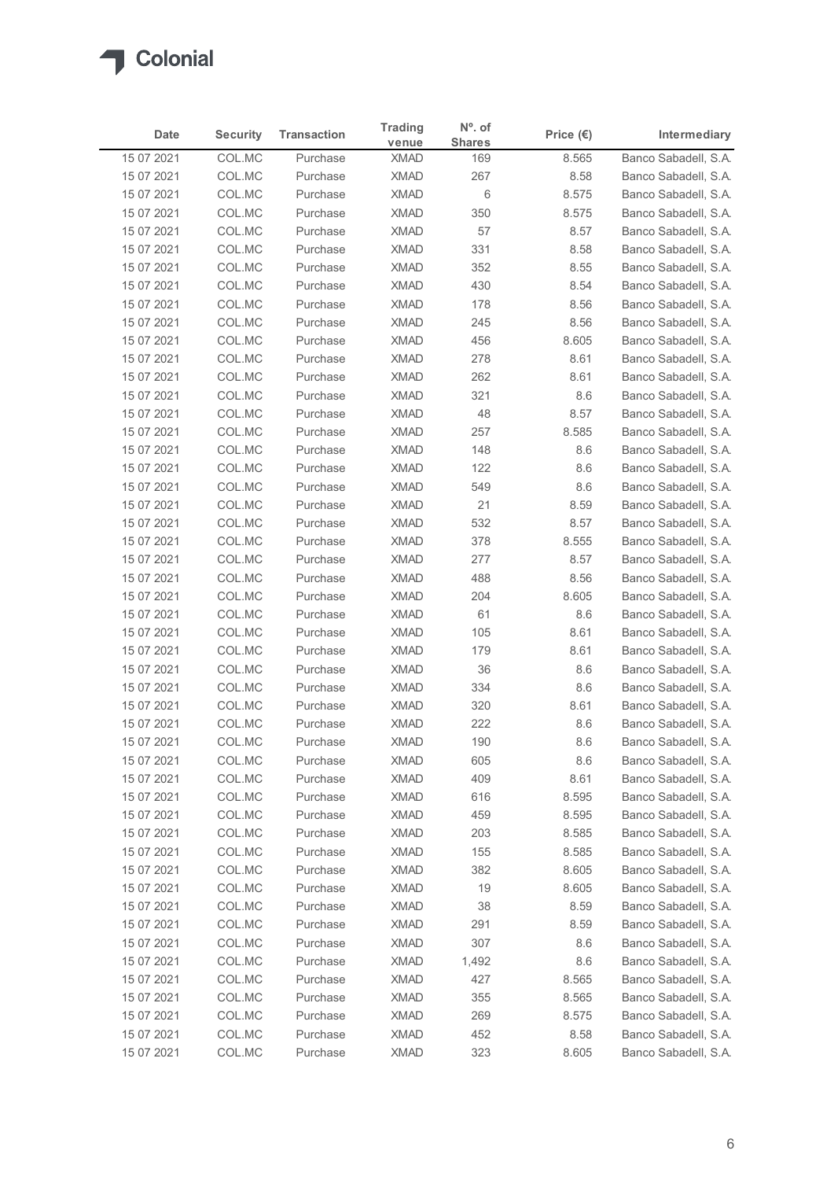# Colonial

| Date | Security | Transaction | Trading venue | Nº. of Shares | Price (€) | Intermediary |
|---|---|---|---|---|---|---|
| 15 07 2021 | COL.MC | Purchase | XMAD | 169 | 8.565 | Banco Sabadell, S.A. |
| 15 07 2021 | COL.MC | Purchase | XMAD | 267 | 8.58 | Banco Sabadell, S.A. |
| 15 07 2021 | COL.MC | Purchase | XMAD | 6 | 8.575 | Banco Sabadell, S.A. |
| 15 07 2021 | COL.MC | Purchase | XMAD | 350 | 8.575 | Banco Sabadell, S.A. |
| 15 07 2021 | COL.MC | Purchase | XMAD | 57 | 8.57 | Banco Sabadell, S.A. |
| 15 07 2021 | COL.MC | Purchase | XMAD | 331 | 8.58 | Banco Sabadell, S.A. |
| 15 07 2021 | COL.MC | Purchase | XMAD | 352 | 8.55 | Banco Sabadell, S.A. |
| 15 07 2021 | COL.MC | Purchase | XMAD | 430 | 8.54 | Banco Sabadell, S.A. |
| 15 07 2021 | COL.MC | Purchase | XMAD | 178 | 8.56 | Banco Sabadell, S.A. |
| 15 07 2021 | COL.MC | Purchase | XMAD | 245 | 8.56 | Banco Sabadell, S.A. |
| 15 07 2021 | COL.MC | Purchase | XMAD | 456 | 8.605 | Banco Sabadell, S.A. |
| 15 07 2021 | COL.MC | Purchase | XMAD | 278 | 8.61 | Banco Sabadell, S.A. |
| 15 07 2021 | COL.MC | Purchase | XMAD | 262 | 8.61 | Banco Sabadell, S.A. |
| 15 07 2021 | COL.MC | Purchase | XMAD | 321 | 8.6 | Banco Sabadell, S.A. |
| 15 07 2021 | COL.MC | Purchase | XMAD | 48 | 8.57 | Banco Sabadell, S.A. |
| 15 07 2021 | COL.MC | Purchase | XMAD | 257 | 8.585 | Banco Sabadell, S.A. |
| 15 07 2021 | COL.MC | Purchase | XMAD | 148 | 8.6 | Banco Sabadell, S.A. |
| 15 07 2021 | COL.MC | Purchase | XMAD | 122 | 8.6 | Banco Sabadell, S.A. |
| 15 07 2021 | COL.MC | Purchase | XMAD | 549 | 8.6 | Banco Sabadell, S.A. |
| 15 07 2021 | COL.MC | Purchase | XMAD | 21 | 8.59 | Banco Sabadell, S.A. |
| 15 07 2021 | COL.MC | Purchase | XMAD | 532 | 8.57 | Banco Sabadell, S.A. |
| 15 07 2021 | COL.MC | Purchase | XMAD | 378 | 8.555 | Banco Sabadell, S.A. |
| 15 07 2021 | COL.MC | Purchase | XMAD | 277 | 8.57 | Banco Sabadell, S.A. |
| 15 07 2021 | COL.MC | Purchase | XMAD | 488 | 8.56 | Banco Sabadell, S.A. |
| 15 07 2021 | COL.MC | Purchase | XMAD | 204 | 8.605 | Banco Sabadell, S.A. |
| 15 07 2021 | COL.MC | Purchase | XMAD | 61 | 8.6 | Banco Sabadell, S.A. |
| 15 07 2021 | COL.MC | Purchase | XMAD | 105 | 8.61 | Banco Sabadell, S.A. |
| 15 07 2021 | COL.MC | Purchase | XMAD | 179 | 8.61 | Banco Sabadell, S.A. |
| 15 07 2021 | COL.MC | Purchase | XMAD | 36 | 8.6 | Banco Sabadell, S.A. |
| 15 07 2021 | COL.MC | Purchase | XMAD | 334 | 8.6 | Banco Sabadell, S.A. |
| 15 07 2021 | COL.MC | Purchase | XMAD | 320 | 8.61 | Banco Sabadell, S.A. |
| 15 07 2021 | COL.MC | Purchase | XMAD | 222 | 8.6 | Banco Sabadell, S.A. |
| 15 07 2021 | COL.MC | Purchase | XMAD | 190 | 8.6 | Banco Sabadell, S.A. |
| 15 07 2021 | COL.MC | Purchase | XMAD | 605 | 8.6 | Banco Sabadell, S.A. |
| 15 07 2021 | COL.MC | Purchase | XMAD | 409 | 8.61 | Banco Sabadell, S.A. |
| 15 07 2021 | COL.MC | Purchase | XMAD | 616 | 8.595 | Banco Sabadell, S.A. |
| 15 07 2021 | COL.MC | Purchase | XMAD | 459 | 8.595 | Banco Sabadell, S.A. |
| 15 07 2021 | COL.MC | Purchase | XMAD | 203 | 8.585 | Banco Sabadell, S.A. |
| 15 07 2021 | COL.MC | Purchase | XMAD | 155 | 8.585 | Banco Sabadell, S.A. |
| 15 07 2021 | COL.MC | Purchase | XMAD | 382 | 8.605 | Banco Sabadell, S.A. |
| 15 07 2021 | COL.MC | Purchase | XMAD | 19 | 8.605 | Banco Sabadell, S.A. |
| 15 07 2021 | COL.MC | Purchase | XMAD | 38 | 8.59 | Banco Sabadell, S.A. |
| 15 07 2021 | COL.MC | Purchase | XMAD | 291 | 8.59 | Banco Sabadell, S.A. |
| 15 07 2021 | COL.MC | Purchase | XMAD | 307 | 8.6 | Banco Sabadell, S.A. |
| 15 07 2021 | COL.MC | Purchase | XMAD | 1,492 | 8.6 | Banco Sabadell, S.A. |
| 15 07 2021 | COL.MC | Purchase | XMAD | 427 | 8.565 | Banco Sabadell, S.A. |
| 15 07 2021 | COL.MC | Purchase | XMAD | 355 | 8.565 | Banco Sabadell, S.A. |
| 15 07 2021 | COL.MC | Purchase | XMAD | 269 | 8.575 | Banco Sabadell, S.A. |
| 15 07 2021 | COL.MC | Purchase | XMAD | 452 | 8.58 | Banco Sabadell, S.A. |
| 15 07 2021 | COL.MC | Purchase | XMAD | 323 | 8.605 | Banco Sabadell, S.A. |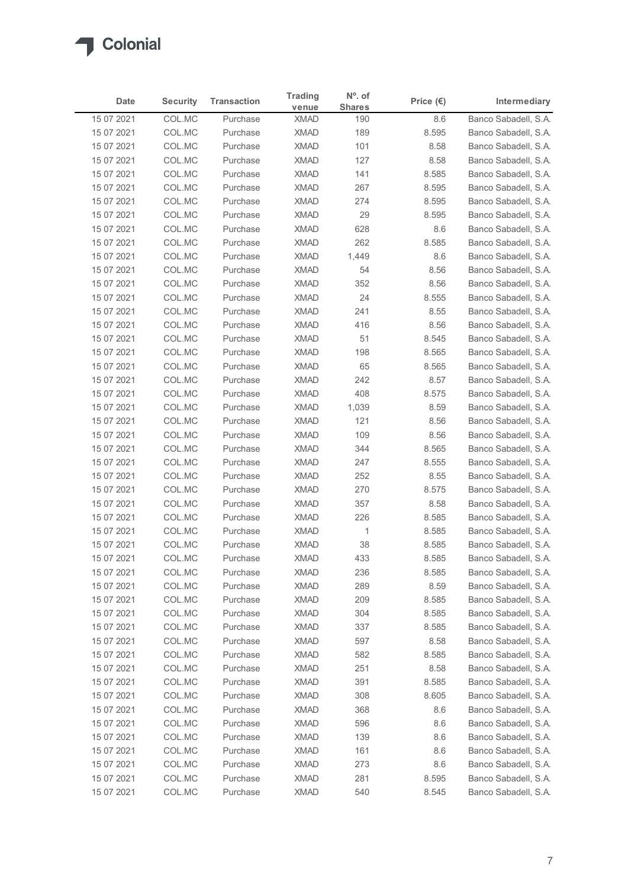| Date | Security | Transaction | Trading venue | Nº. of Shares | Price (€) | Intermediary |
|---|---|---|---|---|---|---|
| 15 07 2021 | COL.MC | Purchase | XMAD | 190 | 8.6 | Banco Sabadell, S.A. |
| 15 07 2021 | COL.MC | Purchase | XMAD | 189 | 8.595 | Banco Sabadell, S.A. |
| 15 07 2021 | COL.MC | Purchase | XMAD | 101 | 8.58 | Banco Sabadell, S.A. |
| 15 07 2021 | COL.MC | Purchase | XMAD | 127 | 8.58 | Banco Sabadell, S.A. |
| 15 07 2021 | COL.MC | Purchase | XMAD | 141 | 8.585 | Banco Sabadell, S.A. |
| 15 07 2021 | COL.MC | Purchase | XMAD | 267 | 8.595 | Banco Sabadell, S.A. |
| 15 07 2021 | COL.MC | Purchase | XMAD | 274 | 8.595 | Banco Sabadell, S.A. |
| 15 07 2021 | COL.MC | Purchase | XMAD | 29 | 8.595 | Banco Sabadell, S.A. |
| 15 07 2021 | COL.MC | Purchase | XMAD | 628 | 8.6 | Banco Sabadell, S.A. |
| 15 07 2021 | COL.MC | Purchase | XMAD | 262 | 8.585 | Banco Sabadell, S.A. |
| 15 07 2021 | COL.MC | Purchase | XMAD | 1,449 | 8.6 | Banco Sabadell, S.A. |
| 15 07 2021 | COL.MC | Purchase | XMAD | 54 | 8.56 | Banco Sabadell, S.A. |
| 15 07 2021 | COL.MC | Purchase | XMAD | 352 | 8.56 | Banco Sabadell, S.A. |
| 15 07 2021 | COL.MC | Purchase | XMAD | 24 | 8.555 | Banco Sabadell, S.A. |
| 15 07 2021 | COL.MC | Purchase | XMAD | 241 | 8.55 | Banco Sabadell, S.A. |
| 15 07 2021 | COL.MC | Purchase | XMAD | 416 | 8.56 | Banco Sabadell, S.A. |
| 15 07 2021 | COL.MC | Purchase | XMAD | 51 | 8.545 | Banco Sabadell, S.A. |
| 15 07 2021 | COL.MC | Purchase | XMAD | 198 | 8.565 | Banco Sabadell, S.A. |
| 15 07 2021 | COL.MC | Purchase | XMAD | 65 | 8.565 | Banco Sabadell, S.A. |
| 15 07 2021 | COL.MC | Purchase | XMAD | 242 | 8.57 | Banco Sabadell, S.A. |
| 15 07 2021 | COL.MC | Purchase | XMAD | 408 | 8.575 | Banco Sabadell, S.A. |
| 15 07 2021 | COL.MC | Purchase | XMAD | 1,039 | 8.59 | Banco Sabadell, S.A. |
| 15 07 2021 | COL.MC | Purchase | XMAD | 121 | 8.56 | Banco Sabadell, S.A. |
| 15 07 2021 | COL.MC | Purchase | XMAD | 109 | 8.56 | Banco Sabadell, S.A. |
| 15 07 2021 | COL.MC | Purchase | XMAD | 344 | 8.565 | Banco Sabadell, S.A. |
| 15 07 2021 | COL.MC | Purchase | XMAD | 247 | 8.555 | Banco Sabadell, S.A. |
| 15 07 2021 | COL.MC | Purchase | XMAD | 252 | 8.55 | Banco Sabadell, S.A. |
| 15 07 2021 | COL.MC | Purchase | XMAD | 270 | 8.575 | Banco Sabadell, S.A. |
| 15 07 2021 | COL.MC | Purchase | XMAD | 357 | 8.58 | Banco Sabadell, S.A. |
| 15 07 2021 | COL.MC | Purchase | XMAD | 226 | 8.585 | Banco Sabadell, S.A. |
| 15 07 2021 | COL.MC | Purchase | XMAD | 1 | 8.585 | Banco Sabadell, S.A. |
| 15 07 2021 | COL.MC | Purchase | XMAD | 38 | 8.585 | Banco Sabadell, S.A. |
| 15 07 2021 | COL.MC | Purchase | XMAD | 433 | 8.585 | Banco Sabadell, S.A. |
| 15 07 2021 | COL.MC | Purchase | XMAD | 236 | 8.585 | Banco Sabadell, S.A. |
| 15 07 2021 | COL.MC | Purchase | XMAD | 289 | 8.59 | Banco Sabadell, S.A. |
| 15 07 2021 | COL.MC | Purchase | XMAD | 209 | 8.585 | Banco Sabadell, S.A. |
| 15 07 2021 | COL.MC | Purchase | XMAD | 304 | 8.585 | Banco Sabadell, S.A. |
| 15 07 2021 | COL.MC | Purchase | XMAD | 337 | 8.585 | Banco Sabadell, S.A. |
| 15 07 2021 | COL.MC | Purchase | XMAD | 597 | 8.58 | Banco Sabadell, S.A. |
| 15 07 2021 | COL.MC | Purchase | XMAD | 582 | 8.585 | Banco Sabadell, S.A. |
| 15 07 2021 | COL.MC | Purchase | XMAD | 251 | 8.58 | Banco Sabadell, S.A. |
| 15 07 2021 | COL.MC | Purchase | XMAD | 391 | 8.585 | Banco Sabadell, S.A. |
| 15 07 2021 | COL.MC | Purchase | XMAD | 308 | 8.605 | Banco Sabadell, S.A. |
| 15 07 2021 | COL.MC | Purchase | XMAD | 368 | 8.6 | Banco Sabadell, S.A. |
| 15 07 2021 | COL.MC | Purchase | XMAD | 596 | 8.6 | Banco Sabadell, S.A. |
| 15 07 2021 | COL.MC | Purchase | XMAD | 139 | 8.6 | Banco Sabadell, S.A. |
| 15 07 2021 | COL.MC | Purchase | XMAD | 161 | 8.6 | Banco Sabadell, S.A. |
| 15 07 2021 | COL.MC | Purchase | XMAD | 273 | 8.6 | Banco Sabadell, S.A. |
| 15 07 2021 | COL.MC | Purchase | XMAD | 281 | 8.595 | Banco Sabadell, S.A. |
| 15 07 2021 | COL.MC | Purchase | XMAD | 540 | 8.545 | Banco Sabadell, S.A. |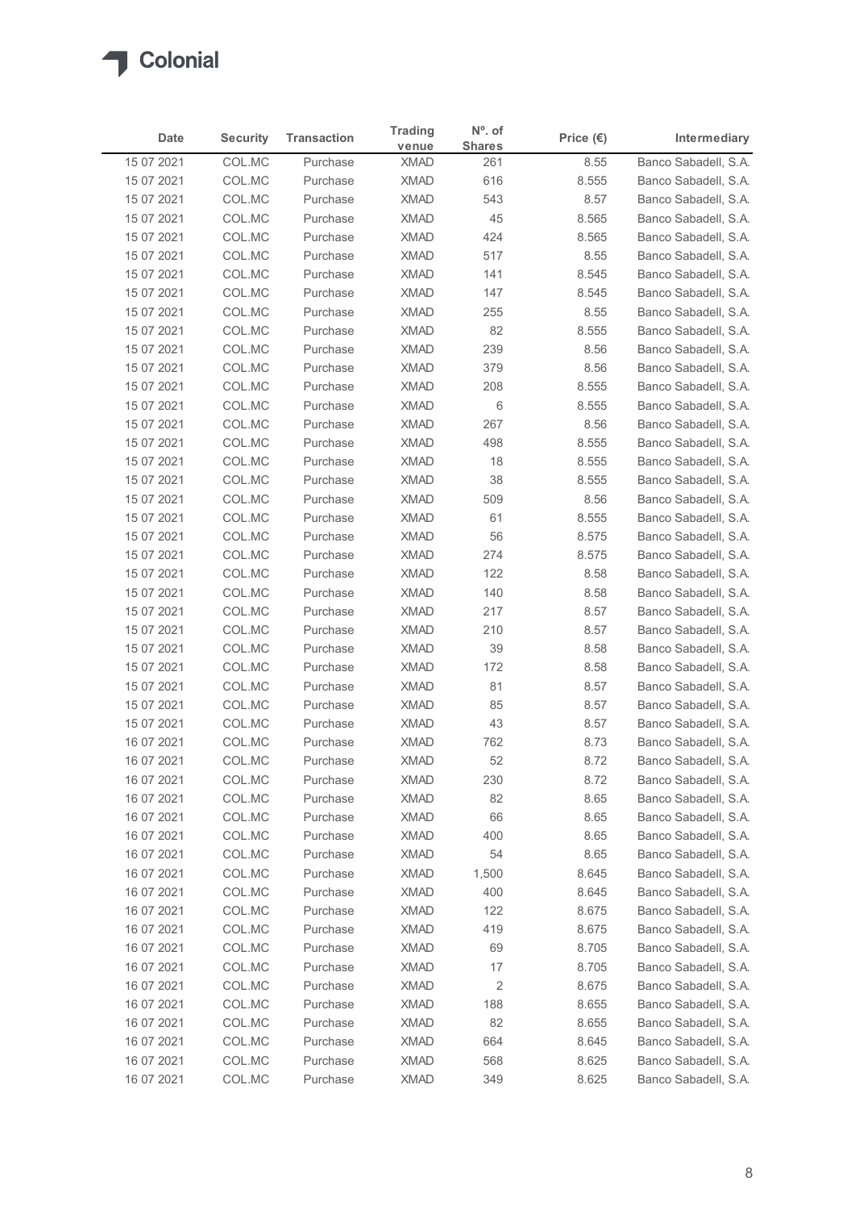Colonial

| Date | Security | Transaction | Trading venue | Nº. of Shares | Price (€) | Intermediary |
|---|---|---|---|---|---|---|
| 15 07 2021 | COL.MC | Purchase | XMAD | 261 | 8.55 | Banco Sabadell, S.A. |
| 15 07 2021 | COL.MC | Purchase | XMAD | 616 | 8.555 | Banco Sabadell, S.A. |
| 15 07 2021 | COL.MC | Purchase | XMAD | 543 | 8.57 | Banco Sabadell, S.A. |
| 15 07 2021 | COL.MC | Purchase | XMAD | 45 | 8.565 | Banco Sabadell, S.A. |
| 15 07 2021 | COL.MC | Purchase | XMAD | 424 | 8.565 | Banco Sabadell, S.A. |
| 15 07 2021 | COL.MC | Purchase | XMAD | 517 | 8.55 | Banco Sabadell, S.A. |
| 15 07 2021 | COL.MC | Purchase | XMAD | 141 | 8.545 | Banco Sabadell, S.A. |
| 15 07 2021 | COL.MC | Purchase | XMAD | 147 | 8.545 | Banco Sabadell, S.A. |
| 15 07 2021 | COL.MC | Purchase | XMAD | 255 | 8.55 | Banco Sabadell, S.A. |
| 15 07 2021 | COL.MC | Purchase | XMAD | 82 | 8.555 | Banco Sabadell, S.A. |
| 15 07 2021 | COL.MC | Purchase | XMAD | 239 | 8.56 | Banco Sabadell, S.A. |
| 15 07 2021 | COL.MC | Purchase | XMAD | 379 | 8.56 | Banco Sabadell, S.A. |
| 15 07 2021 | COL.MC | Purchase | XMAD | 208 | 8.555 | Banco Sabadell, S.A. |
| 15 07 2021 | COL.MC | Purchase | XMAD | 6 | 8.555 | Banco Sabadell, S.A. |
| 15 07 2021 | COL.MC | Purchase | XMAD | 267 | 8.56 | Banco Sabadell, S.A. |
| 15 07 2021 | COL.MC | Purchase | XMAD | 498 | 8.555 | Banco Sabadell, S.A. |
| 15 07 2021 | COL.MC | Purchase | XMAD | 18 | 8.555 | Banco Sabadell, S.A. |
| 15 07 2021 | COL.MC | Purchase | XMAD | 38 | 8.555 | Banco Sabadell, S.A. |
| 15 07 2021 | COL.MC | Purchase | XMAD | 509 | 8.56 | Banco Sabadell, S.A. |
| 15 07 2021 | COL.MC | Purchase | XMAD | 61 | 8.555 | Banco Sabadell, S.A. |
| 15 07 2021 | COL.MC | Purchase | XMAD | 56 | 8.575 | Banco Sabadell, S.A. |
| 15 07 2021 | COL.MC | Purchase | XMAD | 274 | 8.575 | Banco Sabadell, S.A. |
| 15 07 2021 | COL.MC | Purchase | XMAD | 122 | 8.58 | Banco Sabadell, S.A. |
| 15 07 2021 | COL.MC | Purchase | XMAD | 140 | 8.58 | Banco Sabadell, S.A. |
| 15 07 2021 | COL.MC | Purchase | XMAD | 217 | 8.57 | Banco Sabadell, S.A. |
| 15 07 2021 | COL.MC | Purchase | XMAD | 210 | 8.57 | Banco Sabadell, S.A. |
| 15 07 2021 | COL.MC | Purchase | XMAD | 39 | 8.58 | Banco Sabadell, S.A. |
| 15 07 2021 | COL.MC | Purchase | XMAD | 172 | 8.58 | Banco Sabadell, S.A. |
| 15 07 2021 | COL.MC | Purchase | XMAD | 81 | 8.57 | Banco Sabadell, S.A. |
| 15 07 2021 | COL.MC | Purchase | XMAD | 85 | 8.57 | Banco Sabadell, S.A. |
| 15 07 2021 | COL.MC | Purchase | XMAD | 43 | 8.57 | Banco Sabadell, S.A. |
| 16 07 2021 | COL.MC | Purchase | XMAD | 762 | 8.73 | Banco Sabadell, S.A. |
| 16 07 2021 | COL.MC | Purchase | XMAD | 52 | 8.72 | Banco Sabadell, S.A. |
| 16 07 2021 | COL.MC | Purchase | XMAD | 230 | 8.72 | Banco Sabadell, S.A. |
| 16 07 2021 | COL.MC | Purchase | XMAD | 82 | 8.65 | Banco Sabadell, S.A. |
| 16 07 2021 | COL.MC | Purchase | XMAD | 66 | 8.65 | Banco Sabadell, S.A. |
| 16 07 2021 | COL.MC | Purchase | XMAD | 400 | 8.65 | Banco Sabadell, S.A. |
| 16 07 2021 | COL.MC | Purchase | XMAD | 54 | 8.65 | Banco Sabadell, S.A. |
| 16 07 2021 | COL.MC | Purchase | XMAD | 1,500 | 8.645 | Banco Sabadell, S.A. |
| 16 07 2021 | COL.MC | Purchase | XMAD | 400 | 8.645 | Banco Sabadell, S.A. |
| 16 07 2021 | COL.MC | Purchase | XMAD | 122 | 8.675 | Banco Sabadell, S.A. |
| 16 07 2021 | COL.MC | Purchase | XMAD | 419 | 8.675 | Banco Sabadell, S.A. |
| 16 07 2021 | COL.MC | Purchase | XMAD | 69 | 8.705 | Banco Sabadell, S.A. |
| 16 07 2021 | COL.MC | Purchase | XMAD | 17 | 8.705 | Banco Sabadell, S.A. |
| 16 07 2021 | COL.MC | Purchase | XMAD | 2 | 8.675 | Banco Sabadell, S.A. |
| 16 07 2021 | COL.MC | Purchase | XMAD | 188 | 8.655 | Banco Sabadell, S.A. |
| 16 07 2021 | COL.MC | Purchase | XMAD | 82 | 8.655 | Banco Sabadell, S.A. |
| 16 07 2021 | COL.MC | Purchase | XMAD | 664 | 8.645 | Banco Sabadell, S.A. |
| 16 07 2021 | COL.MC | Purchase | XMAD | 568 | 8.625 | Banco Sabadell, S.A. |
| 16 07 2021 | COL.MC | Purchase | XMAD | 349 | 8.625 | Banco Sabadell, S.A. |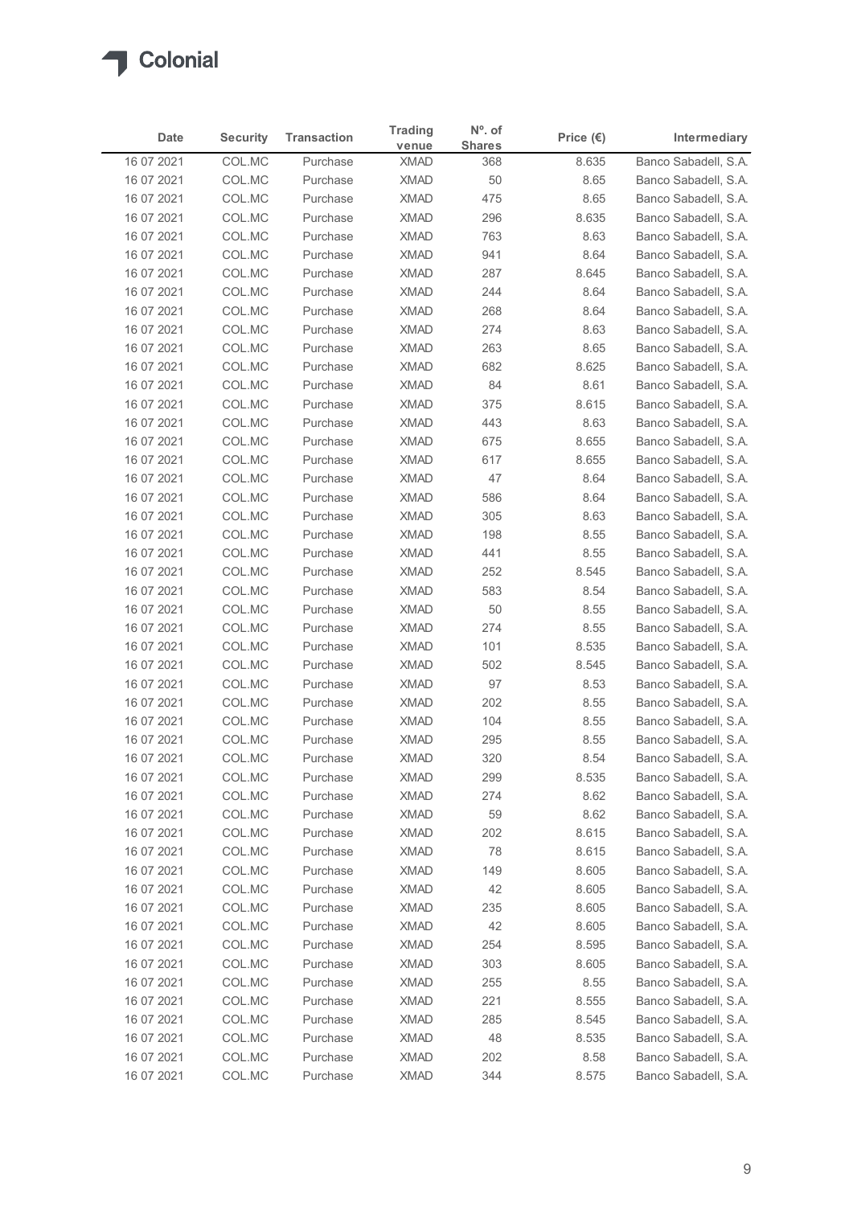# Colonial

| Date | Security | Transaction | Trading venue | Nº. of Shares | Price (€) | Intermediary |
|---|---|---|---|---|---|---|
| 16 07 2021 | COL.MC | Purchase | XMAD | 368 | 8.635 | Banco Sabadell, S.A. |
| 16 07 2021 | COL.MC | Purchase | XMAD | 50 | 8.65 | Banco Sabadell, S.A. |
| 16 07 2021 | COL.MC | Purchase | XMAD | 475 | 8.65 | Banco Sabadell, S.A. |
| 16 07 2021 | COL.MC | Purchase | XMAD | 296 | 8.635 | Banco Sabadell, S.A. |
| 16 07 2021 | COL.MC | Purchase | XMAD | 763 | 8.63 | Banco Sabadell, S.A. |
| 16 07 2021 | COL.MC | Purchase | XMAD | 941 | 8.64 | Banco Sabadell, S.A. |
| 16 07 2021 | COL.MC | Purchase | XMAD | 287 | 8.645 | Banco Sabadell, S.A. |
| 16 07 2021 | COL.MC | Purchase | XMAD | 244 | 8.64 | Banco Sabadell, S.A. |
| 16 07 2021 | COL.MC | Purchase | XMAD | 268 | 8.64 | Banco Sabadell, S.A. |
| 16 07 2021 | COL.MC | Purchase | XMAD | 274 | 8.63 | Banco Sabadell, S.A. |
| 16 07 2021 | COL.MC | Purchase | XMAD | 263 | 8.65 | Banco Sabadell, S.A. |
| 16 07 2021 | COL.MC | Purchase | XMAD | 682 | 8.625 | Banco Sabadell, S.A. |
| 16 07 2021 | COL.MC | Purchase | XMAD | 84 | 8.61 | Banco Sabadell, S.A. |
| 16 07 2021 | COL.MC | Purchase | XMAD | 375 | 8.615 | Banco Sabadell, S.A. |
| 16 07 2021 | COL.MC | Purchase | XMAD | 443 | 8.63 | Banco Sabadell, S.A. |
| 16 07 2021 | COL.MC | Purchase | XMAD | 675 | 8.655 | Banco Sabadell, S.A. |
| 16 07 2021 | COL.MC | Purchase | XMAD | 617 | 8.655 | Banco Sabadell, S.A. |
| 16 07 2021 | COL.MC | Purchase | XMAD | 47 | 8.64 | Banco Sabadell, S.A. |
| 16 07 2021 | COL.MC | Purchase | XMAD | 586 | 8.64 | Banco Sabadell, S.A. |
| 16 07 2021 | COL.MC | Purchase | XMAD | 305 | 8.63 | Banco Sabadell, S.A. |
| 16 07 2021 | COL.MC | Purchase | XMAD | 198 | 8.55 | Banco Sabadell, S.A. |
| 16 07 2021 | COL.MC | Purchase | XMAD | 441 | 8.55 | Banco Sabadell, S.A. |
| 16 07 2021 | COL.MC | Purchase | XMAD | 252 | 8.545 | Banco Sabadell, S.A. |
| 16 07 2021 | COL.MC | Purchase | XMAD | 583 | 8.54 | Banco Sabadell, S.A. |
| 16 07 2021 | COL.MC | Purchase | XMAD | 50 | 8.55 | Banco Sabadell, S.A. |
| 16 07 2021 | COL.MC | Purchase | XMAD | 274 | 8.55 | Banco Sabadell, S.A. |
| 16 07 2021 | COL.MC | Purchase | XMAD | 101 | 8.535 | Banco Sabadell, S.A. |
| 16 07 2021 | COL.MC | Purchase | XMAD | 502 | 8.545 | Banco Sabadell, S.A. |
| 16 07 2021 | COL.MC | Purchase | XMAD | 97 | 8.53 | Banco Sabadell, S.A. |
| 16 07 2021 | COL.MC | Purchase | XMAD | 202 | 8.55 | Banco Sabadell, S.A. |
| 16 07 2021 | COL.MC | Purchase | XMAD | 104 | 8.55 | Banco Sabadell, S.A. |
| 16 07 2021 | COL.MC | Purchase | XMAD | 295 | 8.55 | Banco Sabadell, S.A. |
| 16 07 2021 | COL.MC | Purchase | XMAD | 320 | 8.54 | Banco Sabadell, S.A. |
| 16 07 2021 | COL.MC | Purchase | XMAD | 299 | 8.535 | Banco Sabadell, S.A. |
| 16 07 2021 | COL.MC | Purchase | XMAD | 274 | 8.62 | Banco Sabadell, S.A. |
| 16 07 2021 | COL.MC | Purchase | XMAD | 59 | 8.62 | Banco Sabadell, S.A. |
| 16 07 2021 | COL.MC | Purchase | XMAD | 202 | 8.615 | Banco Sabadell, S.A. |
| 16 07 2021 | COL.MC | Purchase | XMAD | 78 | 8.615 | Banco Sabadell, S.A. |
| 16 07 2021 | COL.MC | Purchase | XMAD | 149 | 8.605 | Banco Sabadell, S.A. |
| 16 07 2021 | COL.MC | Purchase | XMAD | 42 | 8.605 | Banco Sabadell, S.A. |
| 16 07 2021 | COL.MC | Purchase | XMAD | 235 | 8.605 | Banco Sabadell, S.A. |
| 16 07 2021 | COL.MC | Purchase | XMAD | 42 | 8.605 | Banco Sabadell, S.A. |
| 16 07 2021 | COL.MC | Purchase | XMAD | 254 | 8.595 | Banco Sabadell, S.A. |
| 16 07 2021 | COL.MC | Purchase | XMAD | 303 | 8.605 | Banco Sabadell, S.A. |
| 16 07 2021 | COL.MC | Purchase | XMAD | 255 | 8.55 | Banco Sabadell, S.A. |
| 16 07 2021 | COL.MC | Purchase | XMAD | 221 | 8.555 | Banco Sabadell, S.A. |
| 16 07 2021 | COL.MC | Purchase | XMAD | 285 | 8.545 | Banco Sabadell, S.A. |
| 16 07 2021 | COL.MC | Purchase | XMAD | 48 | 8.535 | Banco Sabadell, S.A. |
| 16 07 2021 | COL.MC | Purchase | XMAD | 202 | 8.58 | Banco Sabadell, S.A. |
| 16 07 2021 | COL.MC | Purchase | XMAD | 344 | 8.575 | Banco Sabadell, S.A. |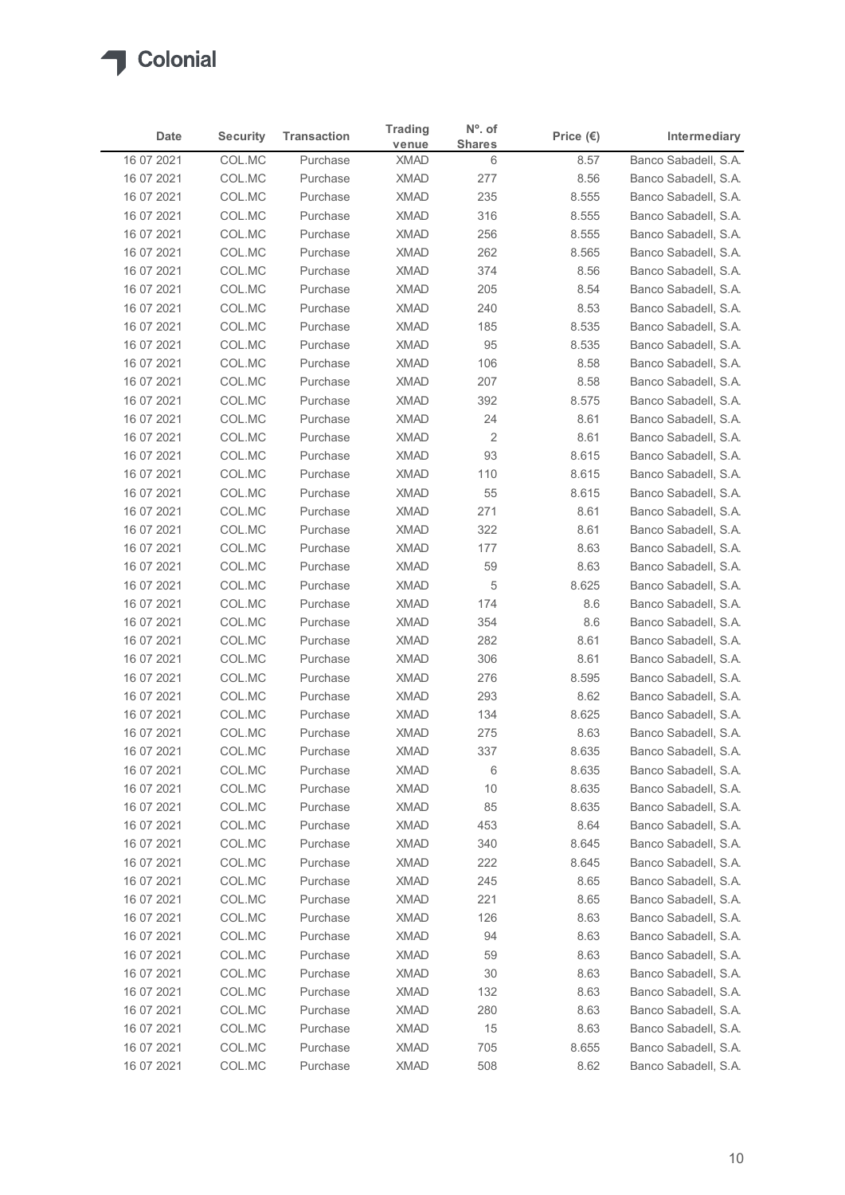Colonial

| Date | Security | Transaction | Trading venue | Nº. of Shares | Price (€) | Intermediary |
|---|---|---|---|---|---|---|
| 16 07 2021 | COL.MC | Purchase | XMAD | 6 | 8.57 | Banco Sabadell, S.A. |
| 16 07 2021 | COL.MC | Purchase | XMAD | 277 | 8.56 | Banco Sabadell, S.A. |
| 16 07 2021 | COL.MC | Purchase | XMAD | 235 | 8.555 | Banco Sabadell, S.A. |
| 16 07 2021 | COL.MC | Purchase | XMAD | 316 | 8.555 | Banco Sabadell, S.A. |
| 16 07 2021 | COL.MC | Purchase | XMAD | 256 | 8.555 | Banco Sabadell, S.A. |
| 16 07 2021 | COL.MC | Purchase | XMAD | 262 | 8.565 | Banco Sabadell, S.A. |
| 16 07 2021 | COL.MC | Purchase | XMAD | 374 | 8.56 | Banco Sabadell, S.A. |
| 16 07 2021 | COL.MC | Purchase | XMAD | 205 | 8.54 | Banco Sabadell, S.A. |
| 16 07 2021 | COL.MC | Purchase | XMAD | 240 | 8.53 | Banco Sabadell, S.A. |
| 16 07 2021 | COL.MC | Purchase | XMAD | 185 | 8.535 | Banco Sabadell, S.A. |
| 16 07 2021 | COL.MC | Purchase | XMAD | 95 | 8.535 | Banco Sabadell, S.A. |
| 16 07 2021 | COL.MC | Purchase | XMAD | 106 | 8.58 | Banco Sabadell, S.A. |
| 16 07 2021 | COL.MC | Purchase | XMAD | 207 | 8.58 | Banco Sabadell, S.A. |
| 16 07 2021 | COL.MC | Purchase | XMAD | 392 | 8.575 | Banco Sabadell, S.A. |
| 16 07 2021 | COL.MC | Purchase | XMAD | 24 | 8.61 | Banco Sabadell, S.A. |
| 16 07 2021 | COL.MC | Purchase | XMAD | 2 | 8.61 | Banco Sabadell, S.A. |
| 16 07 2021 | COL.MC | Purchase | XMAD | 93 | 8.615 | Banco Sabadell, S.A. |
| 16 07 2021 | COL.MC | Purchase | XMAD | 110 | 8.615 | Banco Sabadell, S.A. |
| 16 07 2021 | COL.MC | Purchase | XMAD | 55 | 8.615 | Banco Sabadell, S.A. |
| 16 07 2021 | COL.MC | Purchase | XMAD | 271 | 8.61 | Banco Sabadell, S.A. |
| 16 07 2021 | COL.MC | Purchase | XMAD | 322 | 8.61 | Banco Sabadell, S.A. |
| 16 07 2021 | COL.MC | Purchase | XMAD | 177 | 8.63 | Banco Sabadell, S.A. |
| 16 07 2021 | COL.MC | Purchase | XMAD | 59 | 8.63 | Banco Sabadell, S.A. |
| 16 07 2021 | COL.MC | Purchase | XMAD | 5 | 8.625 | Banco Sabadell, S.A. |
| 16 07 2021 | COL.MC | Purchase | XMAD | 174 | 8.6 | Banco Sabadell, S.A. |
| 16 07 2021 | COL.MC | Purchase | XMAD | 354 | 8.6 | Banco Sabadell, S.A. |
| 16 07 2021 | COL.MC | Purchase | XMAD | 282 | 8.61 | Banco Sabadell, S.A. |
| 16 07 2021 | COL.MC | Purchase | XMAD | 306 | 8.61 | Banco Sabadell, S.A. |
| 16 07 2021 | COL.MC | Purchase | XMAD | 276 | 8.595 | Banco Sabadell, S.A. |
| 16 07 2021 | COL.MC | Purchase | XMAD | 293 | 8.62 | Banco Sabadell, S.A. |
| 16 07 2021 | COL.MC | Purchase | XMAD | 134 | 8.625 | Banco Sabadell, S.A. |
| 16 07 2021 | COL.MC | Purchase | XMAD | 275 | 8.63 | Banco Sabadell, S.A. |
| 16 07 2021 | COL.MC | Purchase | XMAD | 337 | 8.635 | Banco Sabadell, S.A. |
| 16 07 2021 | COL.MC | Purchase | XMAD | 6 | 8.635 | Banco Sabadell, S.A. |
| 16 07 2021 | COL.MC | Purchase | XMAD | 10 | 8.635 | Banco Sabadell, S.A. |
| 16 07 2021 | COL.MC | Purchase | XMAD | 85 | 8.635 | Banco Sabadell, S.A. |
| 16 07 2021 | COL.MC | Purchase | XMAD | 453 | 8.64 | Banco Sabadell, S.A. |
| 16 07 2021 | COL.MC | Purchase | XMAD | 340 | 8.645 | Banco Sabadell, S.A. |
| 16 07 2021 | COL.MC | Purchase | XMAD | 222 | 8.645 | Banco Sabadell, S.A. |
| 16 07 2021 | COL.MC | Purchase | XMAD | 245 | 8.65 | Banco Sabadell, S.A. |
| 16 07 2021 | COL.MC | Purchase | XMAD | 221 | 8.65 | Banco Sabadell, S.A. |
| 16 07 2021 | COL.MC | Purchase | XMAD | 126 | 8.63 | Banco Sabadell, S.A. |
| 16 07 2021 | COL.MC | Purchase | XMAD | 94 | 8.63 | Banco Sabadell, S.A. |
| 16 07 2021 | COL.MC | Purchase | XMAD | 59 | 8.63 | Banco Sabadell, S.A. |
| 16 07 2021 | COL.MC | Purchase | XMAD | 30 | 8.63 | Banco Sabadell, S.A. |
| 16 07 2021 | COL.MC | Purchase | XMAD | 132 | 8.63 | Banco Sabadell, S.A. |
| 16 07 2021 | COL.MC | Purchase | XMAD | 280 | 8.63 | Banco Sabadell, S.A. |
| 16 07 2021 | COL.MC | Purchase | XMAD | 15 | 8.63 | Banco Sabadell, S.A. |
| 16 07 2021 | COL.MC | Purchase | XMAD | 705 | 8.655 | Banco Sabadell, S.A. |
| 16 07 2021 | COL.MC | Purchase | XMAD | 508 | 8.62 | Banco Sabadell, S.A. |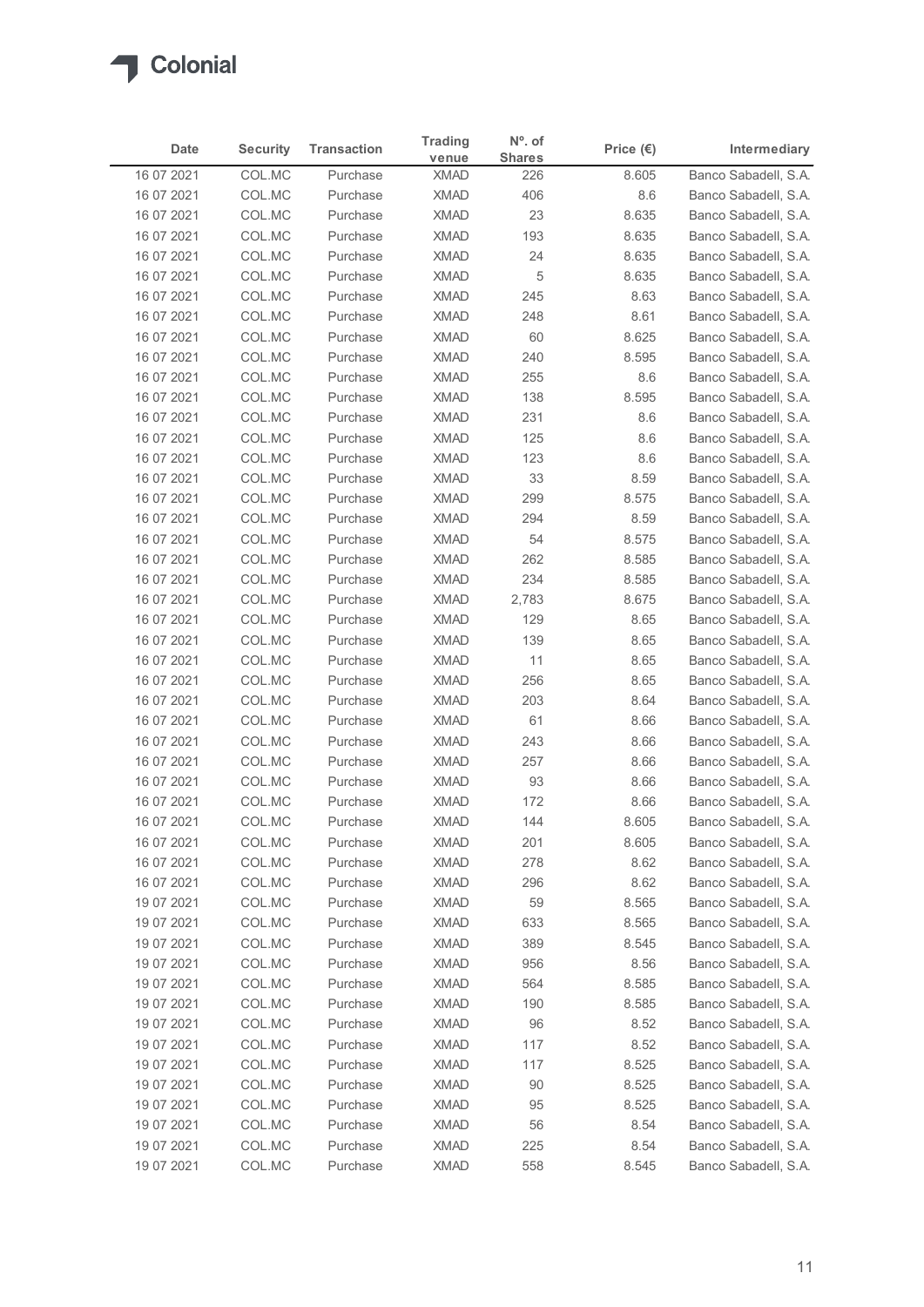| Date | Security | Transaction | Trading venue | Nº. of Shares | Price (€) | Intermediary |
|---|---|---|---|---|---|---|
| 16 07 2021 | COL.MC | Purchase | XMAD | 226 | 8.605 | Banco Sabadell, S.A. |
| 16 07 2021 | COL.MC | Purchase | XMAD | 406 | 8.6 | Banco Sabadell, S.A. |
| 16 07 2021 | COL.MC | Purchase | XMAD | 23 | 8.635 | Banco Sabadell, S.A. |
| 16 07 2021 | COL.MC | Purchase | XMAD | 193 | 8.635 | Banco Sabadell, S.A. |
| 16 07 2021 | COL.MC | Purchase | XMAD | 24 | 8.635 | Banco Sabadell, S.A. |
| 16 07 2021 | COL.MC | Purchase | XMAD | 5 | 8.635 | Banco Sabadell, S.A. |
| 16 07 2021 | COL.MC | Purchase | XMAD | 245 | 8.63 | Banco Sabadell, S.A. |
| 16 07 2021 | COL.MC | Purchase | XMAD | 248 | 8.61 | Banco Sabadell, S.A. |
| 16 07 2021 | COL.MC | Purchase | XMAD | 60 | 8.625 | Banco Sabadell, S.A. |
| 16 07 2021 | COL.MC | Purchase | XMAD | 240 | 8.595 | Banco Sabadell, S.A. |
| 16 07 2021 | COL.MC | Purchase | XMAD | 255 | 8.6 | Banco Sabadell, S.A. |
| 16 07 2021 | COL.MC | Purchase | XMAD | 138 | 8.595 | Banco Sabadell, S.A. |
| 16 07 2021 | COL.MC | Purchase | XMAD | 231 | 8.6 | Banco Sabadell, S.A. |
| 16 07 2021 | COL.MC | Purchase | XMAD | 125 | 8.6 | Banco Sabadell, S.A. |
| 16 07 2021 | COL.MC | Purchase | XMAD | 123 | 8.6 | Banco Sabadell, S.A. |
| 16 07 2021 | COL.MC | Purchase | XMAD | 33 | 8.59 | Banco Sabadell, S.A. |
| 16 07 2021 | COL.MC | Purchase | XMAD | 299 | 8.575 | Banco Sabadell, S.A. |
| 16 07 2021 | COL.MC | Purchase | XMAD | 294 | 8.59 | Banco Sabadell, S.A. |
| 16 07 2021 | COL.MC | Purchase | XMAD | 54 | 8.575 | Banco Sabadell, S.A. |
| 16 07 2021 | COL.MC | Purchase | XMAD | 262 | 8.585 | Banco Sabadell, S.A. |
| 16 07 2021 | COL.MC | Purchase | XMAD | 234 | 8.585 | Banco Sabadell, S.A. |
| 16 07 2021 | COL.MC | Purchase | XMAD | 2,783 | 8.675 | Banco Sabadell, S.A. |
| 16 07 2021 | COL.MC | Purchase | XMAD | 129 | 8.65 | Banco Sabadell, S.A. |
| 16 07 2021 | COL.MC | Purchase | XMAD | 139 | 8.65 | Banco Sabadell, S.A. |
| 16 07 2021 | COL.MC | Purchase | XMAD | 11 | 8.65 | Banco Sabadell, S.A. |
| 16 07 2021 | COL.MC | Purchase | XMAD | 256 | 8.65 | Banco Sabadell, S.A. |
| 16 07 2021 | COL.MC | Purchase | XMAD | 203 | 8.64 | Banco Sabadell, S.A. |
| 16 07 2021 | COL.MC | Purchase | XMAD | 61 | 8.66 | Banco Sabadell, S.A. |
| 16 07 2021 | COL.MC | Purchase | XMAD | 243 | 8.66 | Banco Sabadell, S.A. |
| 16 07 2021 | COL.MC | Purchase | XMAD | 257 | 8.66 | Banco Sabadell, S.A. |
| 16 07 2021 | COL.MC | Purchase | XMAD | 93 | 8.66 | Banco Sabadell, S.A. |
| 16 07 2021 | COL.MC | Purchase | XMAD | 172 | 8.66 | Banco Sabadell, S.A. |
| 16 07 2021 | COL.MC | Purchase | XMAD | 144 | 8.605 | Banco Sabadell, S.A. |
| 16 07 2021 | COL.MC | Purchase | XMAD | 201 | 8.605 | Banco Sabadell, S.A. |
| 16 07 2021 | COL.MC | Purchase | XMAD | 278 | 8.62 | Banco Sabadell, S.A. |
| 16 07 2021 | COL.MC | Purchase | XMAD | 296 | 8.62 | Banco Sabadell, S.A. |
| 19 07 2021 | COL.MC | Purchase | XMAD | 59 | 8.565 | Banco Sabadell, S.A. |
| 19 07 2021 | COL.MC | Purchase | XMAD | 633 | 8.565 | Banco Sabadell, S.A. |
| 19 07 2021 | COL.MC | Purchase | XMAD | 389 | 8.545 | Banco Sabadell, S.A. |
| 19 07 2021 | COL.MC | Purchase | XMAD | 956 | 8.56 | Banco Sabadell, S.A. |
| 19 07 2021 | COL.MC | Purchase | XMAD | 564 | 8.585 | Banco Sabadell, S.A. |
| 19 07 2021 | COL.MC | Purchase | XMAD | 190 | 8.585 | Banco Sabadell, S.A. |
| 19 07 2021 | COL.MC | Purchase | XMAD | 96 | 8.52 | Banco Sabadell, S.A. |
| 19 07 2021 | COL.MC | Purchase | XMAD | 117 | 8.52 | Banco Sabadell, S.A. |
| 19 07 2021 | COL.MC | Purchase | XMAD | 117 | 8.525 | Banco Sabadell, S.A. |
| 19 07 2021 | COL.MC | Purchase | XMAD | 90 | 8.525 | Banco Sabadell, S.A. |
| 19 07 2021 | COL.MC | Purchase | XMAD | 95 | 8.525 | Banco Sabadell, S.A. |
| 19 07 2021 | COL.MC | Purchase | XMAD | 56 | 8.54 | Banco Sabadell, S.A. |
| 19 07 2021 | COL.MC | Purchase | XMAD | 225 | 8.54 | Banco Sabadell, S.A. |
| 19 07 2021 | COL.MC | Purchase | XMAD | 558 | 8.545 | Banco Sabadell, S.A. |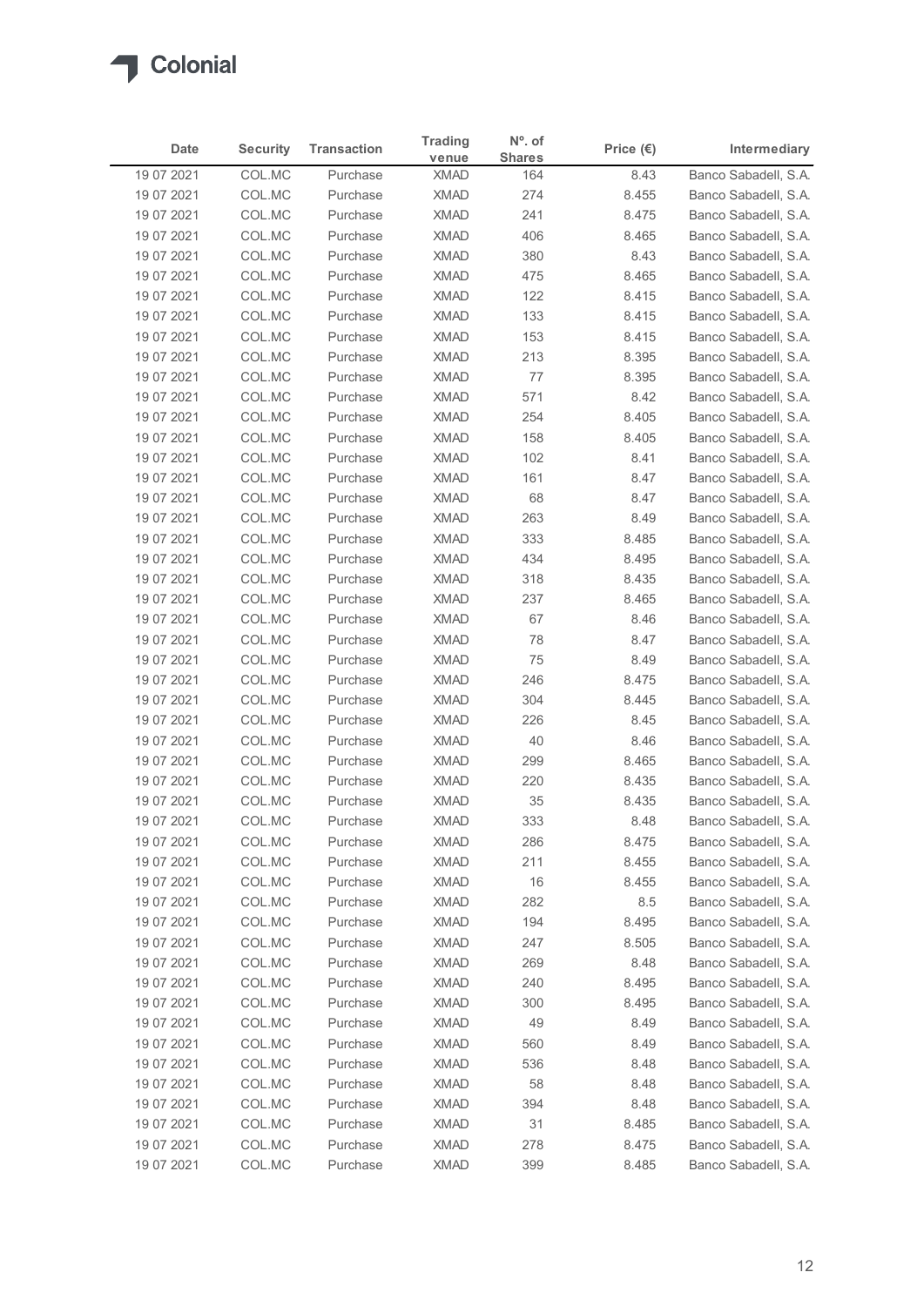Colonial

| Date | Security | Transaction | Trading venue | Nº. of Shares | Price (€) | Intermediary |
|---|---|---|---|---|---|---|
| 19 07 2021 | COL.MC | Purchase | XMAD | 164 | 8.43 | Banco Sabadell, S.A. |
| 19 07 2021 | COL.MC | Purchase | XMAD | 274 | 8.455 | Banco Sabadell, S.A. |
| 19 07 2021 | COL.MC | Purchase | XMAD | 241 | 8.475 | Banco Sabadell, S.A. |
| 19 07 2021 | COL.MC | Purchase | XMAD | 406 | 8.465 | Banco Sabadell, S.A. |
| 19 07 2021 | COL.MC | Purchase | XMAD | 380 | 8.43 | Banco Sabadell, S.A. |
| 19 07 2021 | COL.MC | Purchase | XMAD | 475 | 8.465 | Banco Sabadell, S.A. |
| 19 07 2021 | COL.MC | Purchase | XMAD | 122 | 8.415 | Banco Sabadell, S.A. |
| 19 07 2021 | COL.MC | Purchase | XMAD | 133 | 8.415 | Banco Sabadell, S.A. |
| 19 07 2021 | COL.MC | Purchase | XMAD | 153 | 8.415 | Banco Sabadell, S.A. |
| 19 07 2021 | COL.MC | Purchase | XMAD | 213 | 8.395 | Banco Sabadell, S.A. |
| 19 07 2021 | COL.MC | Purchase | XMAD | 77 | 8.395 | Banco Sabadell, S.A. |
| 19 07 2021 | COL.MC | Purchase | XMAD | 571 | 8.42 | Banco Sabadell, S.A. |
| 19 07 2021 | COL.MC | Purchase | XMAD | 254 | 8.405 | Banco Sabadell, S.A. |
| 19 07 2021 | COL.MC | Purchase | XMAD | 158 | 8.405 | Banco Sabadell, S.A. |
| 19 07 2021 | COL.MC | Purchase | XMAD | 102 | 8.41 | Banco Sabadell, S.A. |
| 19 07 2021 | COL.MC | Purchase | XMAD | 161 | 8.47 | Banco Sabadell, S.A. |
| 19 07 2021 | COL.MC | Purchase | XMAD | 68 | 8.47 | Banco Sabadell, S.A. |
| 19 07 2021 | COL.MC | Purchase | XMAD | 263 | 8.49 | Banco Sabadell, S.A. |
| 19 07 2021 | COL.MC | Purchase | XMAD | 333 | 8.485 | Banco Sabadell, S.A. |
| 19 07 2021 | COL.MC | Purchase | XMAD | 434 | 8.495 | Banco Sabadell, S.A. |
| 19 07 2021 | COL.MC | Purchase | XMAD | 318 | 8.435 | Banco Sabadell, S.A. |
| 19 07 2021 | COL.MC | Purchase | XMAD | 237 | 8.465 | Banco Sabadell, S.A. |
| 19 07 2021 | COL.MC | Purchase | XMAD | 67 | 8.46 | Banco Sabadell, S.A. |
| 19 07 2021 | COL.MC | Purchase | XMAD | 78 | 8.47 | Banco Sabadell, S.A. |
| 19 07 2021 | COL.MC | Purchase | XMAD | 75 | 8.49 | Banco Sabadell, S.A. |
| 19 07 2021 | COL.MC | Purchase | XMAD | 246 | 8.475 | Banco Sabadell, S.A. |
| 19 07 2021 | COL.MC | Purchase | XMAD | 304 | 8.445 | Banco Sabadell, S.A. |
| 19 07 2021 | COL.MC | Purchase | XMAD | 226 | 8.45 | Banco Sabadell, S.A. |
| 19 07 2021 | COL.MC | Purchase | XMAD | 40 | 8.46 | Banco Sabadell, S.A. |
| 19 07 2021 | COL.MC | Purchase | XMAD | 299 | 8.465 | Banco Sabadell, S.A. |
| 19 07 2021 | COL.MC | Purchase | XMAD | 220 | 8.435 | Banco Sabadell, S.A. |
| 19 07 2021 | COL.MC | Purchase | XMAD | 35 | 8.435 | Banco Sabadell, S.A. |
| 19 07 2021 | COL.MC | Purchase | XMAD | 333 | 8.48 | Banco Sabadell, S.A. |
| 19 07 2021 | COL.MC | Purchase | XMAD | 286 | 8.475 | Banco Sabadell, S.A. |
| 19 07 2021 | COL.MC | Purchase | XMAD | 211 | 8.455 | Banco Sabadell, S.A. |
| 19 07 2021 | COL.MC | Purchase | XMAD | 16 | 8.455 | Banco Sabadell, S.A. |
| 19 07 2021 | COL.MC | Purchase | XMAD | 282 | 8.5 | Banco Sabadell, S.A. |
| 19 07 2021 | COL.MC | Purchase | XMAD | 194 | 8.495 | Banco Sabadell, S.A. |
| 19 07 2021 | COL.MC | Purchase | XMAD | 247 | 8.505 | Banco Sabadell, S.A. |
| 19 07 2021 | COL.MC | Purchase | XMAD | 269 | 8.48 | Banco Sabadell, S.A. |
| 19 07 2021 | COL.MC | Purchase | XMAD | 240 | 8.495 | Banco Sabadell, S.A. |
| 19 07 2021 | COL.MC | Purchase | XMAD | 300 | 8.495 | Banco Sabadell, S.A. |
| 19 07 2021 | COL.MC | Purchase | XMAD | 49 | 8.49 | Banco Sabadell, S.A. |
| 19 07 2021 | COL.MC | Purchase | XMAD | 560 | 8.49 | Banco Sabadell, S.A. |
| 19 07 2021 | COL.MC | Purchase | XMAD | 536 | 8.48 | Banco Sabadell, S.A. |
| 19 07 2021 | COL.MC | Purchase | XMAD | 58 | 8.48 | Banco Sabadell, S.A. |
| 19 07 2021 | COL.MC | Purchase | XMAD | 394 | 8.48 | Banco Sabadell, S.A. |
| 19 07 2021 | COL.MC | Purchase | XMAD | 31 | 8.485 | Banco Sabadell, S.A. |
| 19 07 2021 | COL.MC | Purchase | XMAD | 278 | 8.475 | Banco Sabadell, S.A. |
| 19 07 2021 | COL.MC | Purchase | XMAD | 399 | 8.485 | Banco Sabadell, S.A. |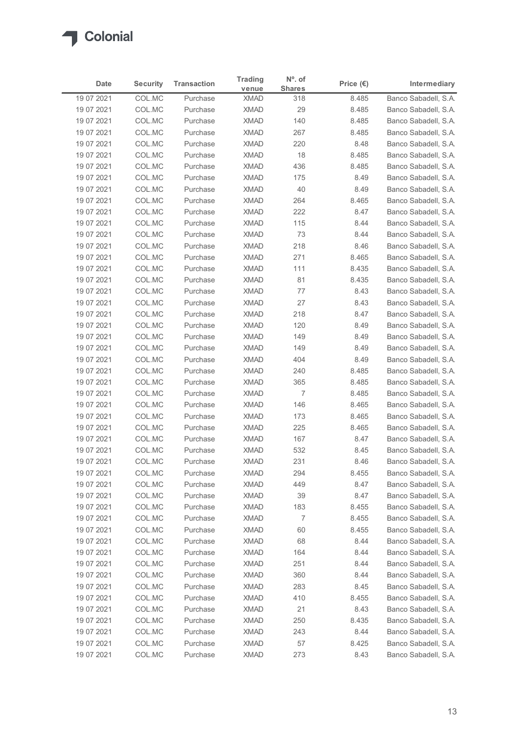Colonial

| Date | Security | Transaction | Trading venue | Nº. of Shares | Price (€) | Intermediary |
|---|---|---|---|---|---|---|
| 19 07 2021 | COL.MC | Purchase | XMAD | 318 | 8.485 | Banco Sabadell, S.A. |
| 19 07 2021 | COL.MC | Purchase | XMAD | 29 | 8.485 | Banco Sabadell, S.A. |
| 19 07 2021 | COL.MC | Purchase | XMAD | 140 | 8.485 | Banco Sabadell, S.A. |
| 19 07 2021 | COL.MC | Purchase | XMAD | 267 | 8.485 | Banco Sabadell, S.A. |
| 19 07 2021 | COL.MC | Purchase | XMAD | 220 | 8.48 | Banco Sabadell, S.A. |
| 19 07 2021 | COL.MC | Purchase | XMAD | 18 | 8.485 | Banco Sabadell, S.A. |
| 19 07 2021 | COL.MC | Purchase | XMAD | 436 | 8.485 | Banco Sabadell, S.A. |
| 19 07 2021 | COL.MC | Purchase | XMAD | 175 | 8.49 | Banco Sabadell, S.A. |
| 19 07 2021 | COL.MC | Purchase | XMAD | 40 | 8.49 | Banco Sabadell, S.A. |
| 19 07 2021 | COL.MC | Purchase | XMAD | 264 | 8.465 | Banco Sabadell, S.A. |
| 19 07 2021 | COL.MC | Purchase | XMAD | 222 | 8.47 | Banco Sabadell, S.A. |
| 19 07 2021 | COL.MC | Purchase | XMAD | 115 | 8.44 | Banco Sabadell, S.A. |
| 19 07 2021 | COL.MC | Purchase | XMAD | 73 | 8.44 | Banco Sabadell, S.A. |
| 19 07 2021 | COL.MC | Purchase | XMAD | 218 | 8.46 | Banco Sabadell, S.A. |
| 19 07 2021 | COL.MC | Purchase | XMAD | 271 | 8.465 | Banco Sabadell, S.A. |
| 19 07 2021 | COL.MC | Purchase | XMAD | 111 | 8.435 | Banco Sabadell, S.A. |
| 19 07 2021 | COL.MC | Purchase | XMAD | 81 | 8.435 | Banco Sabadell, S.A. |
| 19 07 2021 | COL.MC | Purchase | XMAD | 77 | 8.43 | Banco Sabadell, S.A. |
| 19 07 2021 | COL.MC | Purchase | XMAD | 27 | 8.43 | Banco Sabadell, S.A. |
| 19 07 2021 | COL.MC | Purchase | XMAD | 218 | 8.47 | Banco Sabadell, S.A. |
| 19 07 2021 | COL.MC | Purchase | XMAD | 120 | 8.49 | Banco Sabadell, S.A. |
| 19 07 2021 | COL.MC | Purchase | XMAD | 149 | 8.49 | Banco Sabadell, S.A. |
| 19 07 2021 | COL.MC | Purchase | XMAD | 149 | 8.49 | Banco Sabadell, S.A. |
| 19 07 2021 | COL.MC | Purchase | XMAD | 404 | 8.49 | Banco Sabadell, S.A. |
| 19 07 2021 | COL.MC | Purchase | XMAD | 240 | 8.485 | Banco Sabadell, S.A. |
| 19 07 2021 | COL.MC | Purchase | XMAD | 365 | 8.485 | Banco Sabadell, S.A. |
| 19 07 2021 | COL.MC | Purchase | XMAD | 7 | 8.485 | Banco Sabadell, S.A. |
| 19 07 2021 | COL.MC | Purchase | XMAD | 146 | 8.465 | Banco Sabadell, S.A. |
| 19 07 2021 | COL.MC | Purchase | XMAD | 173 | 8.465 | Banco Sabadell, S.A. |
| 19 07 2021 | COL.MC | Purchase | XMAD | 225 | 8.465 | Banco Sabadell, S.A. |
| 19 07 2021 | COL.MC | Purchase | XMAD | 167 | 8.47 | Banco Sabadell, S.A. |
| 19 07 2021 | COL.MC | Purchase | XMAD | 532 | 8.45 | Banco Sabadell, S.A. |
| 19 07 2021 | COL.MC | Purchase | XMAD | 231 | 8.46 | Banco Sabadell, S.A. |
| 19 07 2021 | COL.MC | Purchase | XMAD | 294 | 8.455 | Banco Sabadell, S.A. |
| 19 07 2021 | COL.MC | Purchase | XMAD | 449 | 8.47 | Banco Sabadell, S.A. |
| 19 07 2021 | COL.MC | Purchase | XMAD | 39 | 8.47 | Banco Sabadell, S.A. |
| 19 07 2021 | COL.MC | Purchase | XMAD | 183 | 8.455 | Banco Sabadell, S.A. |
| 19 07 2021 | COL.MC | Purchase | XMAD | 7 | 8.455 | Banco Sabadell, S.A. |
| 19 07 2021 | COL.MC | Purchase | XMAD | 60 | 8.455 | Banco Sabadell, S.A. |
| 19 07 2021 | COL.MC | Purchase | XMAD | 68 | 8.44 | Banco Sabadell, S.A. |
| 19 07 2021 | COL.MC | Purchase | XMAD | 164 | 8.44 | Banco Sabadell, S.A. |
| 19 07 2021 | COL.MC | Purchase | XMAD | 251 | 8.44 | Banco Sabadell, S.A. |
| 19 07 2021 | COL.MC | Purchase | XMAD | 360 | 8.44 | Banco Sabadell, S.A. |
| 19 07 2021 | COL.MC | Purchase | XMAD | 283 | 8.45 | Banco Sabadell, S.A. |
| 19 07 2021 | COL.MC | Purchase | XMAD | 410 | 8.455 | Banco Sabadell, S.A. |
| 19 07 2021 | COL.MC | Purchase | XMAD | 21 | 8.43 | Banco Sabadell, S.A. |
| 19 07 2021 | COL.MC | Purchase | XMAD | 250 | 8.435 | Banco Sabadell, S.A. |
| 19 07 2021 | COL.MC | Purchase | XMAD | 243 | 8.44 | Banco Sabadell, S.A. |
| 19 07 2021 | COL.MC | Purchase | XMAD | 57 | 8.425 | Banco Sabadell, S.A. |
| 19 07 2021 | COL.MC | Purchase | XMAD | 273 | 8.43 | Banco Sabadell, S.A. |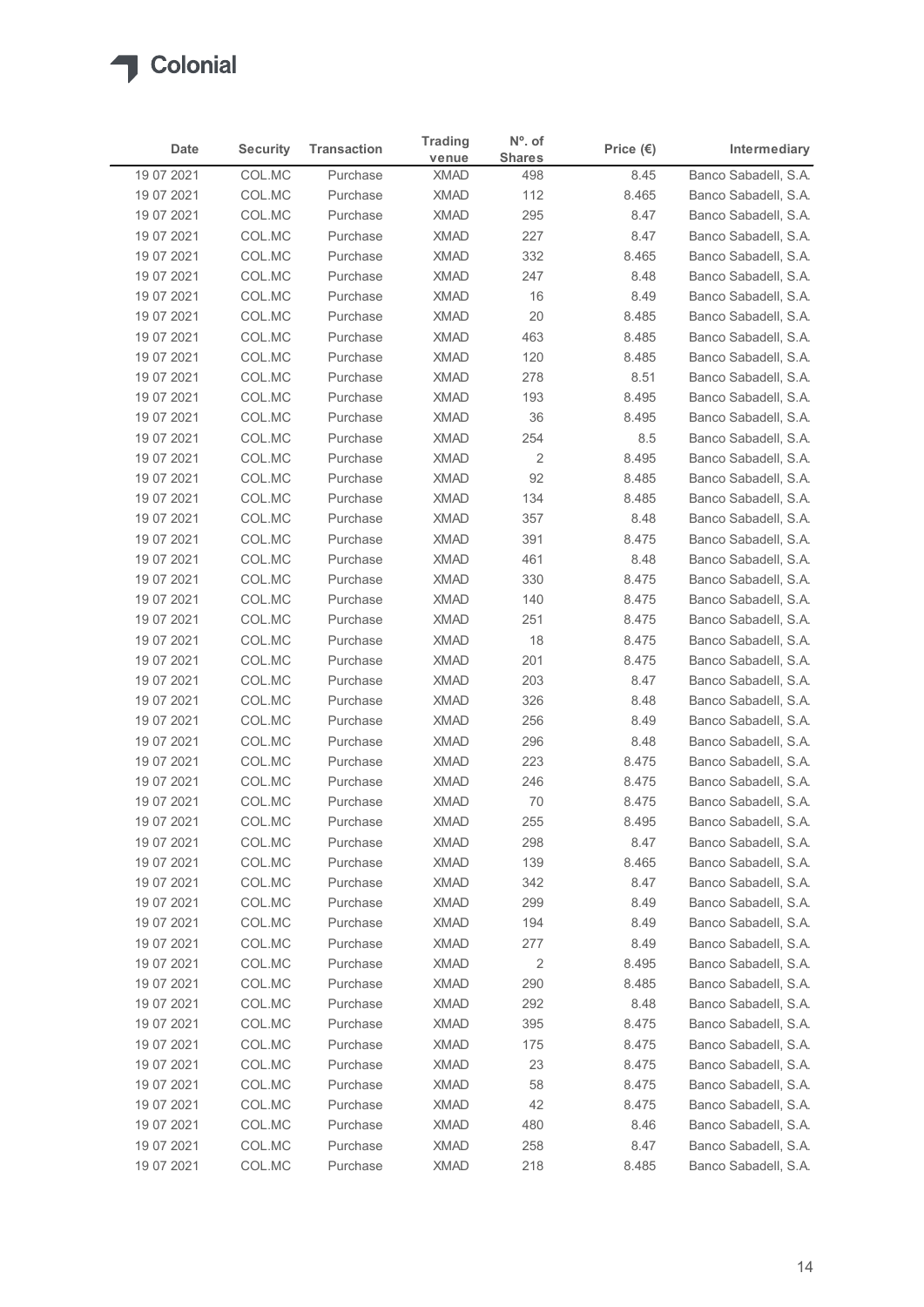# Colonial

| Date | Security | Transaction | Trading venue | Nº. of Shares | Price (€) | Intermediary |
|---|---|---|---|---|---|---|
| 19 07 2021 | COL.MC | Purchase | XMAD | 498 | 8.45 | Banco Sabadell, S.A. |
| 19 07 2021 | COL.MC | Purchase | XMAD | 112 | 8.465 | Banco Sabadell, S.A. |
| 19 07 2021 | COL.MC | Purchase | XMAD | 295 | 8.47 | Banco Sabadell, S.A. |
| 19 07 2021 | COL.MC | Purchase | XMAD | 227 | 8.47 | Banco Sabadell, S.A. |
| 19 07 2021 | COL.MC | Purchase | XMAD | 332 | 8.465 | Banco Sabadell, S.A. |
| 19 07 2021 | COL.MC | Purchase | XMAD | 247 | 8.48 | Banco Sabadell, S.A. |
| 19 07 2021 | COL.MC | Purchase | XMAD | 16 | 8.49 | Banco Sabadell, S.A. |
| 19 07 2021 | COL.MC | Purchase | XMAD | 20 | 8.485 | Banco Sabadell, S.A. |
| 19 07 2021 | COL.MC | Purchase | XMAD | 463 | 8.485 | Banco Sabadell, S.A. |
| 19 07 2021 | COL.MC | Purchase | XMAD | 120 | 8.485 | Banco Sabadell, S.A. |
| 19 07 2021 | COL.MC | Purchase | XMAD | 278 | 8.51 | Banco Sabadell, S.A. |
| 19 07 2021 | COL.MC | Purchase | XMAD | 193 | 8.495 | Banco Sabadell, S.A. |
| 19 07 2021 | COL.MC | Purchase | XMAD | 36 | 8.495 | Banco Sabadell, S.A. |
| 19 07 2021 | COL.MC | Purchase | XMAD | 254 | 8.5 | Banco Sabadell, S.A. |
| 19 07 2021 | COL.MC | Purchase | XMAD | 2 | 8.495 | Banco Sabadell, S.A. |
| 19 07 2021 | COL.MC | Purchase | XMAD | 92 | 8.485 | Banco Sabadell, S.A. |
| 19 07 2021 | COL.MC | Purchase | XMAD | 134 | 8.485 | Banco Sabadell, S.A. |
| 19 07 2021 | COL.MC | Purchase | XMAD | 357 | 8.48 | Banco Sabadell, S.A. |
| 19 07 2021 | COL.MC | Purchase | XMAD | 391 | 8.475 | Banco Sabadell, S.A. |
| 19 07 2021 | COL.MC | Purchase | XMAD | 461 | 8.48 | Banco Sabadell, S.A. |
| 19 07 2021 | COL.MC | Purchase | XMAD | 330 | 8.475 | Banco Sabadell, S.A. |
| 19 07 2021 | COL.MC | Purchase | XMAD | 140 | 8.475 | Banco Sabadell, S.A. |
| 19 07 2021 | COL.MC | Purchase | XMAD | 251 | 8.475 | Banco Sabadell, S.A. |
| 19 07 2021 | COL.MC | Purchase | XMAD | 18 | 8.475 | Banco Sabadell, S.A. |
| 19 07 2021 | COL.MC | Purchase | XMAD | 201 | 8.475 | Banco Sabadell, S.A. |
| 19 07 2021 | COL.MC | Purchase | XMAD | 203 | 8.47 | Banco Sabadell, S.A. |
| 19 07 2021 | COL.MC | Purchase | XMAD | 326 | 8.48 | Banco Sabadell, S.A. |
| 19 07 2021 | COL.MC | Purchase | XMAD | 256 | 8.49 | Banco Sabadell, S.A. |
| 19 07 2021 | COL.MC | Purchase | XMAD | 296 | 8.48 | Banco Sabadell, S.A. |
| 19 07 2021 | COL.MC | Purchase | XMAD | 223 | 8.475 | Banco Sabadell, S.A. |
| 19 07 2021 | COL.MC | Purchase | XMAD | 246 | 8.475 | Banco Sabadell, S.A. |
| 19 07 2021 | COL.MC | Purchase | XMAD | 70 | 8.475 | Banco Sabadell, S.A. |
| 19 07 2021 | COL.MC | Purchase | XMAD | 255 | 8.495 | Banco Sabadell, S.A. |
| 19 07 2021 | COL.MC | Purchase | XMAD | 298 | 8.47 | Banco Sabadell, S.A. |
| 19 07 2021 | COL.MC | Purchase | XMAD | 139 | 8.465 | Banco Sabadell, S.A. |
| 19 07 2021 | COL.MC | Purchase | XMAD | 342 | 8.47 | Banco Sabadell, S.A. |
| 19 07 2021 | COL.MC | Purchase | XMAD | 299 | 8.49 | Banco Sabadell, S.A. |
| 19 07 2021 | COL.MC | Purchase | XMAD | 194 | 8.49 | Banco Sabadell, S.A. |
| 19 07 2021 | COL.MC | Purchase | XMAD | 277 | 8.49 | Banco Sabadell, S.A. |
| 19 07 2021 | COL.MC | Purchase | XMAD | 2 | 8.495 | Banco Sabadell, S.A. |
| 19 07 2021 | COL.MC | Purchase | XMAD | 290 | 8.485 | Banco Sabadell, S.A. |
| 19 07 2021 | COL.MC | Purchase | XMAD | 292 | 8.48 | Banco Sabadell, S.A. |
| 19 07 2021 | COL.MC | Purchase | XMAD | 395 | 8.475 | Banco Sabadell, S.A. |
| 19 07 2021 | COL.MC | Purchase | XMAD | 175 | 8.475 | Banco Sabadell, S.A. |
| 19 07 2021 | COL.MC | Purchase | XMAD | 23 | 8.475 | Banco Sabadell, S.A. |
| 19 07 2021 | COL.MC | Purchase | XMAD | 58 | 8.475 | Banco Sabadell, S.A. |
| 19 07 2021 | COL.MC | Purchase | XMAD | 42 | 8.475 | Banco Sabadell, S.A. |
| 19 07 2021 | COL.MC | Purchase | XMAD | 480 | 8.46 | Banco Sabadell, S.A. |
| 19 07 2021 | COL.MC | Purchase | XMAD | 258 | 8.47 | Banco Sabadell, S.A. |
| 19 07 2021 | COL.MC | Purchase | XMAD | 218 | 8.485 | Banco Sabadell, S.A. |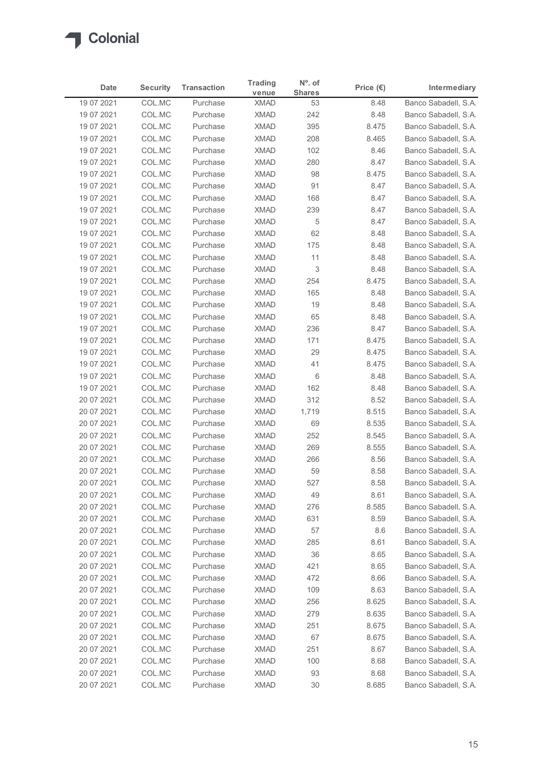| Date | Security | Transaction | Trading venue | Nº. of Shares | Price (€) | Intermediary |
|---|---|---|---|---|---|---|
| 19 07 2021 | COL.MC | Purchase | XMAD | 53 | 8.48 | Banco Sabadell, S.A. |
| 19 07 2021 | COL.MC | Purchase | XMAD | 242 | 8.48 | Banco Sabadell, S.A. |
| 19 07 2021 | COL.MC | Purchase | XMAD | 395 | 8.475 | Banco Sabadell, S.A. |
| 19 07 2021 | COL.MC | Purchase | XMAD | 208 | 8.465 | Banco Sabadell, S.A. |
| 19 07 2021 | COL.MC | Purchase | XMAD | 102 | 8.46 | Banco Sabadell, S.A. |
| 19 07 2021 | COL.MC | Purchase | XMAD | 280 | 8.47 | Banco Sabadell, S.A. |
| 19 07 2021 | COL.MC | Purchase | XMAD | 98 | 8.475 | Banco Sabadell, S.A. |
| 19 07 2021 | COL.MC | Purchase | XMAD | 91 | 8.47 | Banco Sabadell, S.A. |
| 19 07 2021 | COL.MC | Purchase | XMAD | 168 | 8.47 | Banco Sabadell, S.A. |
| 19 07 2021 | COL.MC | Purchase | XMAD | 239 | 8.47 | Banco Sabadell, S.A. |
| 19 07 2021 | COL.MC | Purchase | XMAD | 5 | 8.47 | Banco Sabadell, S.A. |
| 19 07 2021 | COL.MC | Purchase | XMAD | 62 | 8.48 | Banco Sabadell, S.A. |
| 19 07 2021 | COL.MC | Purchase | XMAD | 175 | 8.48 | Banco Sabadell, S.A. |
| 19 07 2021 | COL.MC | Purchase | XMAD | 11 | 8.48 | Banco Sabadell, S.A. |
| 19 07 2021 | COL.MC | Purchase | XMAD | 3 | 8.48 | Banco Sabadell, S.A. |
| 19 07 2021 | COL.MC | Purchase | XMAD | 254 | 8.475 | Banco Sabadell, S.A. |
| 19 07 2021 | COL.MC | Purchase | XMAD | 165 | 8.48 | Banco Sabadell, S.A. |
| 19 07 2021 | COL.MC | Purchase | XMAD | 19 | 8.48 | Banco Sabadell, S.A. |
| 19 07 2021 | COL.MC | Purchase | XMAD | 65 | 8.48 | Banco Sabadell, S.A. |
| 19 07 2021 | COL.MC | Purchase | XMAD | 236 | 8.47 | Banco Sabadell, S.A. |
| 19 07 2021 | COL.MC | Purchase | XMAD | 171 | 8.475 | Banco Sabadell, S.A. |
| 19 07 2021 | COL.MC | Purchase | XMAD | 29 | 8.475 | Banco Sabadell, S.A. |
| 19 07 2021 | COL.MC | Purchase | XMAD | 41 | 8.475 | Banco Sabadell, S.A. |
| 19 07 2021 | COL.MC | Purchase | XMAD | 6 | 8.48 | Banco Sabadell, S.A. |
| 19 07 2021 | COL.MC | Purchase | XMAD | 162 | 8.48 | Banco Sabadell, S.A. |
| 20 07 2021 | COL.MC | Purchase | XMAD | 312 | 8.52 | Banco Sabadell, S.A. |
| 20 07 2021 | COL.MC | Purchase | XMAD | 1,719 | 8.515 | Banco Sabadell, S.A. |
| 20 07 2021 | COL.MC | Purchase | XMAD | 69 | 8.535 | Banco Sabadell, S.A. |
| 20 07 2021 | COL.MC | Purchase | XMAD | 252 | 8.545 | Banco Sabadell, S.A. |
| 20 07 2021 | COL.MC | Purchase | XMAD | 269 | 8.555 | Banco Sabadell, S.A. |
| 20 07 2021 | COL.MC | Purchase | XMAD | 266 | 8.56 | Banco Sabadell, S.A. |
| 20 07 2021 | COL.MC | Purchase | XMAD | 59 | 8.58 | Banco Sabadell, S.A. |
| 20 07 2021 | COL.MC | Purchase | XMAD | 527 | 8.58 | Banco Sabadell, S.A. |
| 20 07 2021 | COL.MC | Purchase | XMAD | 49 | 8.61 | Banco Sabadell, S.A. |
| 20 07 2021 | COL.MC | Purchase | XMAD | 276 | 8.585 | Banco Sabadell, S.A. |
| 20 07 2021 | COL.MC | Purchase | XMAD | 631 | 8.59 | Banco Sabadell, S.A. |
| 20 07 2021 | COL.MC | Purchase | XMAD | 57 | 8.6 | Banco Sabadell, S.A. |
| 20 07 2021 | COL.MC | Purchase | XMAD | 285 | 8.61 | Banco Sabadell, S.A. |
| 20 07 2021 | COL.MC | Purchase | XMAD | 36 | 8.65 | Banco Sabadell, S.A. |
| 20 07 2021 | COL.MC | Purchase | XMAD | 421 | 8.65 | Banco Sabadell, S.A. |
| 20 07 2021 | COL.MC | Purchase | XMAD | 472 | 8.66 | Banco Sabadell, S.A. |
| 20 07 2021 | COL.MC | Purchase | XMAD | 109 | 8.63 | Banco Sabadell, S.A. |
| 20 07 2021 | COL.MC | Purchase | XMAD | 256 | 8.625 | Banco Sabadell, S.A. |
| 20 07 2021 | COL.MC | Purchase | XMAD | 279 | 8.635 | Banco Sabadell, S.A. |
| 20 07 2021 | COL.MC | Purchase | XMAD | 251 | 8.675 | Banco Sabadell, S.A. |
| 20 07 2021 | COL.MC | Purchase | XMAD | 67 | 8.675 | Banco Sabadell, S.A. |
| 20 07 2021 | COL.MC | Purchase | XMAD | 251 | 8.67 | Banco Sabadell, S.A. |
| 20 07 2021 | COL.MC | Purchase | XMAD | 100 | 8.68 | Banco Sabadell, S.A. |
| 20 07 2021 | COL.MC | Purchase | XMAD | 93 | 8.68 | Banco Sabadell, S.A. |
| 20 07 2021 | COL.MC | Purchase | XMAD | 30 | 8.685 | Banco Sabadell, S.A. |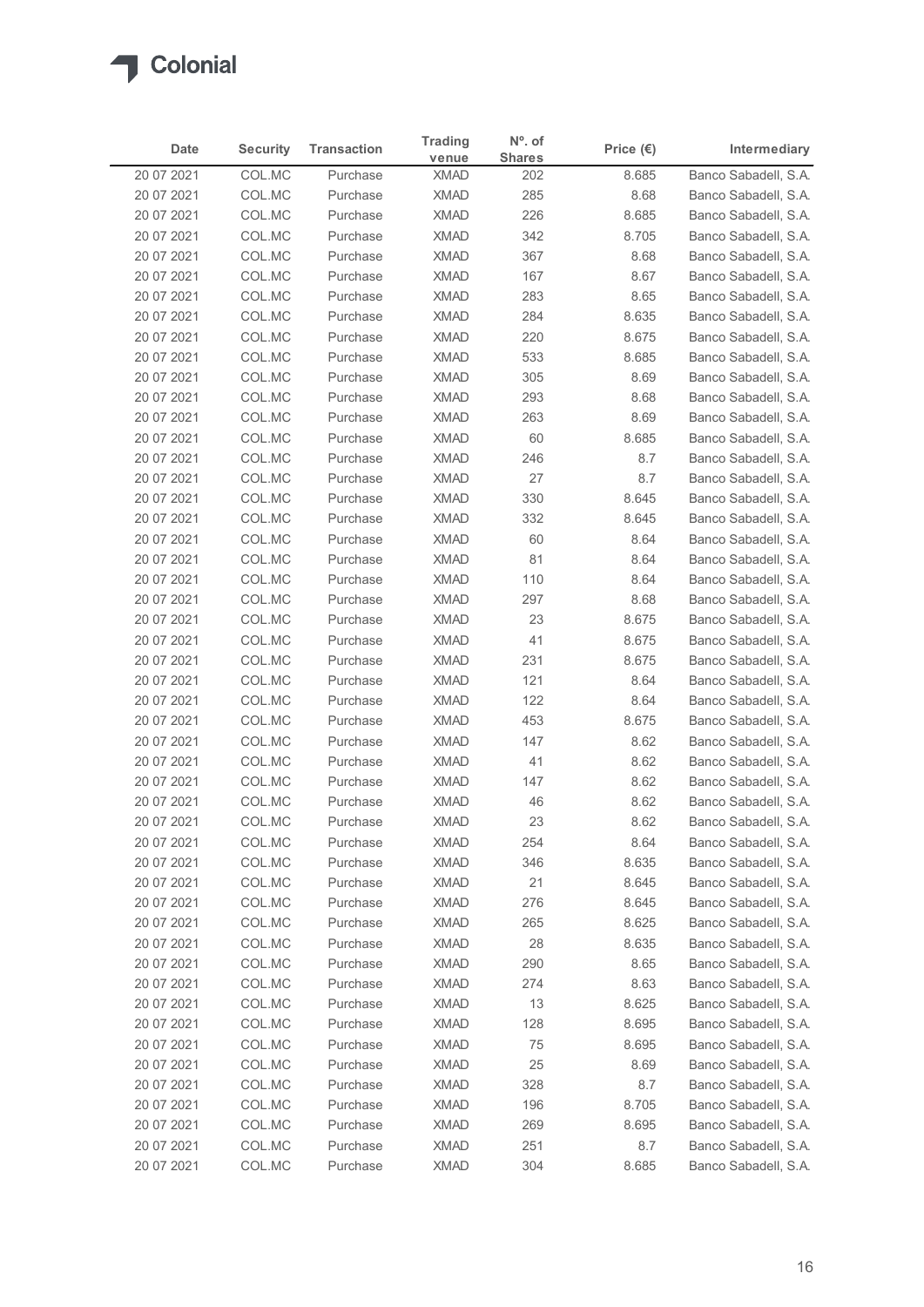| Date | Security | Transaction | Trading venue | Nº. of Shares | Price (€) | Intermediary |
|---|---|---|---|---|---|---|
| 20 07 2021 | COL.MC | Purchase | XMAD | 202 | 8.685 | Banco Sabadell, S.A. |
| 20 07 2021 | COL.MC | Purchase | XMAD | 285 | 8.68 | Banco Sabadell, S.A. |
| 20 07 2021 | COL.MC | Purchase | XMAD | 226 | 8.685 | Banco Sabadell, S.A. |
| 20 07 2021 | COL.MC | Purchase | XMAD | 342 | 8.705 | Banco Sabadell, S.A. |
| 20 07 2021 | COL.MC | Purchase | XMAD | 367 | 8.68 | Banco Sabadell, S.A. |
| 20 07 2021 | COL.MC | Purchase | XMAD | 167 | 8.67 | Banco Sabadell, S.A. |
| 20 07 2021 | COL.MC | Purchase | XMAD | 283 | 8.65 | Banco Sabadell, S.A. |
| 20 07 2021 | COL.MC | Purchase | XMAD | 284 | 8.635 | Banco Sabadell, S.A. |
| 20 07 2021 | COL.MC | Purchase | XMAD | 220 | 8.675 | Banco Sabadell, S.A. |
| 20 07 2021 | COL.MC | Purchase | XMAD | 533 | 8.685 | Banco Sabadell, S.A. |
| 20 07 2021 | COL.MC | Purchase | XMAD | 305 | 8.69 | Banco Sabadell, S.A. |
| 20 07 2021 | COL.MC | Purchase | XMAD | 293 | 8.68 | Banco Sabadell, S.A. |
| 20 07 2021 | COL.MC | Purchase | XMAD | 263 | 8.69 | Banco Sabadell, S.A. |
| 20 07 2021 | COL.MC | Purchase | XMAD | 60 | 8.685 | Banco Sabadell, S.A. |
| 20 07 2021 | COL.MC | Purchase | XMAD | 246 | 8.7 | Banco Sabadell, S.A. |
| 20 07 2021 | COL.MC | Purchase | XMAD | 27 | 8.7 | Banco Sabadell, S.A. |
| 20 07 2021 | COL.MC | Purchase | XMAD | 330 | 8.645 | Banco Sabadell, S.A. |
| 20 07 2021 | COL.MC | Purchase | XMAD | 332 | 8.645 | Banco Sabadell, S.A. |
| 20 07 2021 | COL.MC | Purchase | XMAD | 60 | 8.64 | Banco Sabadell, S.A. |
| 20 07 2021 | COL.MC | Purchase | XMAD | 81 | 8.64 | Banco Sabadell, S.A. |
| 20 07 2021 | COL.MC | Purchase | XMAD | 110 | 8.64 | Banco Sabadell, S.A. |
| 20 07 2021 | COL.MC | Purchase | XMAD | 297 | 8.68 | Banco Sabadell, S.A. |
| 20 07 2021 | COL.MC | Purchase | XMAD | 23 | 8.675 | Banco Sabadell, S.A. |
| 20 07 2021 | COL.MC | Purchase | XMAD | 41 | 8.675 | Banco Sabadell, S.A. |
| 20 07 2021 | COL.MC | Purchase | XMAD | 231 | 8.675 | Banco Sabadell, S.A. |
| 20 07 2021 | COL.MC | Purchase | XMAD | 121 | 8.64 | Banco Sabadell, S.A. |
| 20 07 2021 | COL.MC | Purchase | XMAD | 122 | 8.64 | Banco Sabadell, S.A. |
| 20 07 2021 | COL.MC | Purchase | XMAD | 453 | 8.675 | Banco Sabadell, S.A. |
| 20 07 2021 | COL.MC | Purchase | XMAD | 147 | 8.62 | Banco Sabadell, S.A. |
| 20 07 2021 | COL.MC | Purchase | XMAD | 41 | 8.62 | Banco Sabadell, S.A. |
| 20 07 2021 | COL.MC | Purchase | XMAD | 147 | 8.62 | Banco Sabadell, S.A. |
| 20 07 2021 | COL.MC | Purchase | XMAD | 46 | 8.62 | Banco Sabadell, S.A. |
| 20 07 2021 | COL.MC | Purchase | XMAD | 23 | 8.62 | Banco Sabadell, S.A. |
| 20 07 2021 | COL.MC | Purchase | XMAD | 254 | 8.64 | Banco Sabadell, S.A. |
| 20 07 2021 | COL.MC | Purchase | XMAD | 346 | 8.635 | Banco Sabadell, S.A. |
| 20 07 2021 | COL.MC | Purchase | XMAD | 21 | 8.645 | Banco Sabadell, S.A. |
| 20 07 2021 | COL.MC | Purchase | XMAD | 276 | 8.645 | Banco Sabadell, S.A. |
| 20 07 2021 | COL.MC | Purchase | XMAD | 265 | 8.625 | Banco Sabadell, S.A. |
| 20 07 2021 | COL.MC | Purchase | XMAD | 28 | 8.635 | Banco Sabadell, S.A. |
| 20 07 2021 | COL.MC | Purchase | XMAD | 290 | 8.65 | Banco Sabadell, S.A. |
| 20 07 2021 | COL.MC | Purchase | XMAD | 274 | 8.63 | Banco Sabadell, S.A. |
| 20 07 2021 | COL.MC | Purchase | XMAD | 13 | 8.625 | Banco Sabadell, S.A. |
| 20 07 2021 | COL.MC | Purchase | XMAD | 128 | 8.695 | Banco Sabadell, S.A. |
| 20 07 2021 | COL.MC | Purchase | XMAD | 75 | 8.695 | Banco Sabadell, S.A. |
| 20 07 2021 | COL.MC | Purchase | XMAD | 25 | 8.69 | Banco Sabadell, S.A. |
| 20 07 2021 | COL.MC | Purchase | XMAD | 328 | 8.7 | Banco Sabadell, S.A. |
| 20 07 2021 | COL.MC | Purchase | XMAD | 196 | 8.705 | Banco Sabadell, S.A. |
| 20 07 2021 | COL.MC | Purchase | XMAD | 269 | 8.695 | Banco Sabadell, S.A. |
| 20 07 2021 | COL.MC | Purchase | XMAD | 251 | 8.7 | Banco Sabadell, S.A. |
| 20 07 2021 | COL.MC | Purchase | XMAD | 304 | 8.685 | Banco Sabadell, S.A. |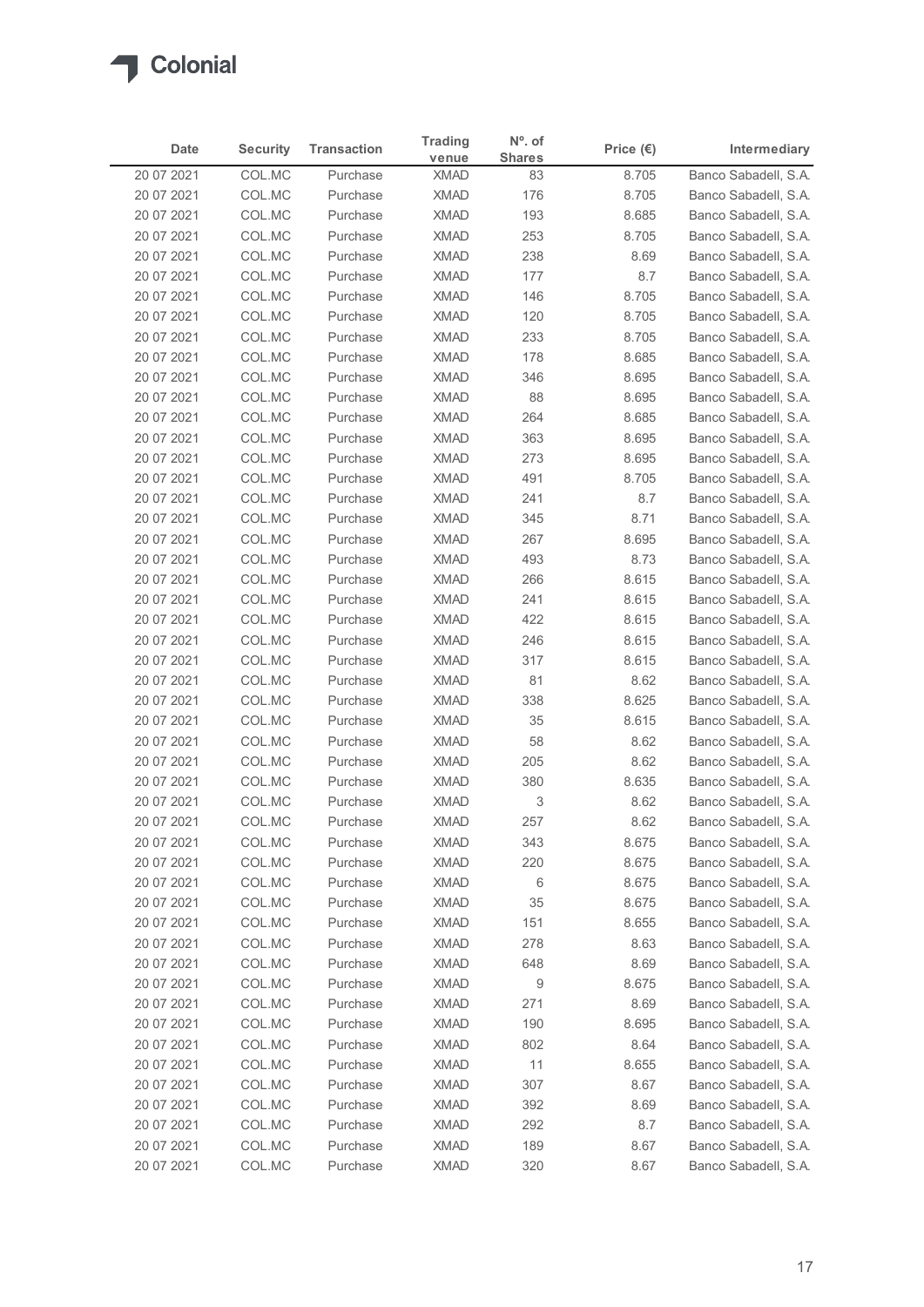Colonial

| Date | Security | Transaction | Trading venue | Nº. of Shares | Price (€) | Intermediary |
|---|---|---|---|---|---|---|
| 20 07 2021 | COL.MC | Purchase | XMAD | 83 | 8.705 | Banco Sabadell, S.A. |
| 20 07 2021 | COL.MC | Purchase | XMAD | 176 | 8.705 | Banco Sabadell, S.A. |
| 20 07 2021 | COL.MC | Purchase | XMAD | 193 | 8.685 | Banco Sabadell, S.A. |
| 20 07 2021 | COL.MC | Purchase | XMAD | 253 | 8.705 | Banco Sabadell, S.A. |
| 20 07 2021 | COL.MC | Purchase | XMAD | 238 | 8.69 | Banco Sabadell, S.A. |
| 20 07 2021 | COL.MC | Purchase | XMAD | 177 | 8.7 | Banco Sabadell, S.A. |
| 20 07 2021 | COL.MC | Purchase | XMAD | 146 | 8.705 | Banco Sabadell, S.A. |
| 20 07 2021 | COL.MC | Purchase | XMAD | 120 | 8.705 | Banco Sabadell, S.A. |
| 20 07 2021 | COL.MC | Purchase | XMAD | 233 | 8.705 | Banco Sabadell, S.A. |
| 20 07 2021 | COL.MC | Purchase | XMAD | 178 | 8.685 | Banco Sabadell, S.A. |
| 20 07 2021 | COL.MC | Purchase | XMAD | 346 | 8.695 | Banco Sabadell, S.A. |
| 20 07 2021 | COL.MC | Purchase | XMAD | 88 | 8.695 | Banco Sabadell, S.A. |
| 20 07 2021 | COL.MC | Purchase | XMAD | 264 | 8.685 | Banco Sabadell, S.A. |
| 20 07 2021 | COL.MC | Purchase | XMAD | 363 | 8.695 | Banco Sabadell, S.A. |
| 20 07 2021 | COL.MC | Purchase | XMAD | 273 | 8.695 | Banco Sabadell, S.A. |
| 20 07 2021 | COL.MC | Purchase | XMAD | 491 | 8.705 | Banco Sabadell, S.A. |
| 20 07 2021 | COL.MC | Purchase | XMAD | 241 | 8.7 | Banco Sabadell, S.A. |
| 20 07 2021 | COL.MC | Purchase | XMAD | 345 | 8.71 | Banco Sabadell, S.A. |
| 20 07 2021 | COL.MC | Purchase | XMAD | 267 | 8.695 | Banco Sabadell, S.A. |
| 20 07 2021 | COL.MC | Purchase | XMAD | 493 | 8.73 | Banco Sabadell, S.A. |
| 20 07 2021 | COL.MC | Purchase | XMAD | 266 | 8.615 | Banco Sabadell, S.A. |
| 20 07 2021 | COL.MC | Purchase | XMAD | 241 | 8.615 | Banco Sabadell, S.A. |
| 20 07 2021 | COL.MC | Purchase | XMAD | 422 | 8.615 | Banco Sabadell, S.A. |
| 20 07 2021 | COL.MC | Purchase | XMAD | 246 | 8.615 | Banco Sabadell, S.A. |
| 20 07 2021 | COL.MC | Purchase | XMAD | 317 | 8.615 | Banco Sabadell, S.A. |
| 20 07 2021 | COL.MC | Purchase | XMAD | 81 | 8.62 | Banco Sabadell, S.A. |
| 20 07 2021 | COL.MC | Purchase | XMAD | 338 | 8.625 | Banco Sabadell, S.A. |
| 20 07 2021 | COL.MC | Purchase | XMAD | 35 | 8.615 | Banco Sabadell, S.A. |
| 20 07 2021 | COL.MC | Purchase | XMAD | 58 | 8.62 | Banco Sabadell, S.A. |
| 20 07 2021 | COL.MC | Purchase | XMAD | 205 | 8.62 | Banco Sabadell, S.A. |
| 20 07 2021 | COL.MC | Purchase | XMAD | 380 | 8.635 | Banco Sabadell, S.A. |
| 20 07 2021 | COL.MC | Purchase | XMAD | 3 | 8.62 | Banco Sabadell, S.A. |
| 20 07 2021 | COL.MC | Purchase | XMAD | 257 | 8.62 | Banco Sabadell, S.A. |
| 20 07 2021 | COL.MC | Purchase | XMAD | 343 | 8.675 | Banco Sabadell, S.A. |
| 20 07 2021 | COL.MC | Purchase | XMAD | 220 | 8.675 | Banco Sabadell, S.A. |
| 20 07 2021 | COL.MC | Purchase | XMAD | 6 | 8.675 | Banco Sabadell, S.A. |
| 20 07 2021 | COL.MC | Purchase | XMAD | 35 | 8.675 | Banco Sabadell, S.A. |
| 20 07 2021 | COL.MC | Purchase | XMAD | 151 | 8.655 | Banco Sabadell, S.A. |
| 20 07 2021 | COL.MC | Purchase | XMAD | 278 | 8.63 | Banco Sabadell, S.A. |
| 20 07 2021 | COL.MC | Purchase | XMAD | 648 | 8.69 | Banco Sabadell, S.A. |
| 20 07 2021 | COL.MC | Purchase | XMAD | 9 | 8.675 | Banco Sabadell, S.A. |
| 20 07 2021 | COL.MC | Purchase | XMAD | 271 | 8.69 | Banco Sabadell, S.A. |
| 20 07 2021 | COL.MC | Purchase | XMAD | 190 | 8.695 | Banco Sabadell, S.A. |
| 20 07 2021 | COL.MC | Purchase | XMAD | 802 | 8.64 | Banco Sabadell, S.A. |
| 20 07 2021 | COL.MC | Purchase | XMAD | 11 | 8.655 | Banco Sabadell, S.A. |
| 20 07 2021 | COL.MC | Purchase | XMAD | 307 | 8.67 | Banco Sabadell, S.A. |
| 20 07 2021 | COL.MC | Purchase | XMAD | 392 | 8.69 | Banco Sabadell, S.A. |
| 20 07 2021 | COL.MC | Purchase | XMAD | 292 | 8.7 | Banco Sabadell, S.A. |
| 20 07 2021 | COL.MC | Purchase | XMAD | 189 | 8.67 | Banco Sabadell, S.A. |
| 20 07 2021 | COL.MC | Purchase | XMAD | 320 | 8.67 | Banco Sabadell, S.A. |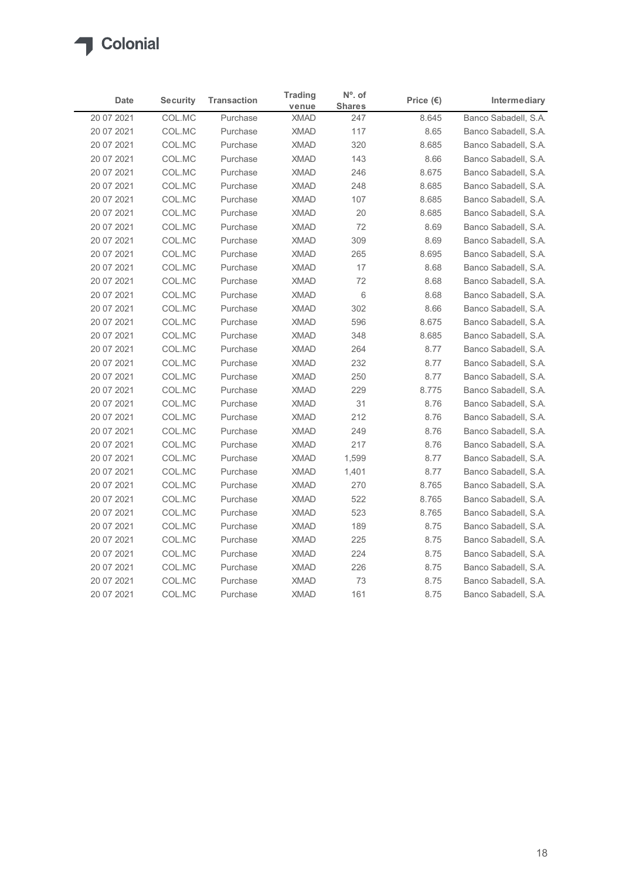# Colonial

| Date | Security | Transaction | Trading venue | Nº. of Shares | Price (€) | Intermediary |
|---|---|---|---|---|---|---|
| 20 07 2021 | COL.MC | Purchase | XMAD | 247 | 8.645 | Banco Sabadell, S.A. |
| 20 07 2021 | COL.MC | Purchase | XMAD | 117 | 8.65 | Banco Sabadell, S.A. |
| 20 07 2021 | COL.MC | Purchase | XMAD | 320 | 8.685 | Banco Sabadell, S.A. |
| 20 07 2021 | COL.MC | Purchase | XMAD | 143 | 8.66 | Banco Sabadell, S.A. |
| 20 07 2021 | COL.MC | Purchase | XMAD | 246 | 8.675 | Banco Sabadell, S.A. |
| 20 07 2021 | COL.MC | Purchase | XMAD | 248 | 8.685 | Banco Sabadell, S.A. |
| 20 07 2021 | COL.MC | Purchase | XMAD | 107 | 8.685 | Banco Sabadell, S.A. |
| 20 07 2021 | COL.MC | Purchase | XMAD | 20 | 8.685 | Banco Sabadell, S.A. |
| 20 07 2021 | COL.MC | Purchase | XMAD | 72 | 8.69 | Banco Sabadell, S.A. |
| 20 07 2021 | COL.MC | Purchase | XMAD | 309 | 8.69 | Banco Sabadell, S.A. |
| 20 07 2021 | COL.MC | Purchase | XMAD | 265 | 8.695 | Banco Sabadell, S.A. |
| 20 07 2021 | COL.MC | Purchase | XMAD | 17 | 8.68 | Banco Sabadell, S.A. |
| 20 07 2021 | COL.MC | Purchase | XMAD | 72 | 8.68 | Banco Sabadell, S.A. |
| 20 07 2021 | COL.MC | Purchase | XMAD | 6 | 8.68 | Banco Sabadell, S.A. |
| 20 07 2021 | COL.MC | Purchase | XMAD | 302 | 8.66 | Banco Sabadell, S.A. |
| 20 07 2021 | COL.MC | Purchase | XMAD | 596 | 8.675 | Banco Sabadell, S.A. |
| 20 07 2021 | COL.MC | Purchase | XMAD | 348 | 8.685 | Banco Sabadell, S.A. |
| 20 07 2021 | COL.MC | Purchase | XMAD | 264 | 8.77 | Banco Sabadell, S.A. |
| 20 07 2021 | COL.MC | Purchase | XMAD | 232 | 8.77 | Banco Sabadell, S.A. |
| 20 07 2021 | COL.MC | Purchase | XMAD | 250 | 8.77 | Banco Sabadell, S.A. |
| 20 07 2021 | COL.MC | Purchase | XMAD | 229 | 8.775 | Banco Sabadell, S.A. |
| 20 07 2021 | COL.MC | Purchase | XMAD | 31 | 8.76 | Banco Sabadell, S.A. |
| 20 07 2021 | COL.MC | Purchase | XMAD | 212 | 8.76 | Banco Sabadell, S.A. |
| 20 07 2021 | COL.MC | Purchase | XMAD | 249 | 8.76 | Banco Sabadell, S.A. |
| 20 07 2021 | COL.MC | Purchase | XMAD | 217 | 8.76 | Banco Sabadell, S.A. |
| 20 07 2021 | COL.MC | Purchase | XMAD | 1,599 | 8.77 | Banco Sabadell, S.A. |
| 20 07 2021 | COL.MC | Purchase | XMAD | 1,401 | 8.77 | Banco Sabadell, S.A. |
| 20 07 2021 | COL.MC | Purchase | XMAD | 270 | 8.765 | Banco Sabadell, S.A. |
| 20 07 2021 | COL.MC | Purchase | XMAD | 522 | 8.765 | Banco Sabadell, S.A. |
| 20 07 2021 | COL.MC | Purchase | XMAD | 523 | 8.765 | Banco Sabadell, S.A. |
| 20 07 2021 | COL.MC | Purchase | XMAD | 189 | 8.75 | Banco Sabadell, S.A. |
| 20 07 2021 | COL.MC | Purchase | XMAD | 225 | 8.75 | Banco Sabadell, S.A. |
| 20 07 2021 | COL.MC | Purchase | XMAD | 224 | 8.75 | Banco Sabadell, S.A. |
| 20 07 2021 | COL.MC | Purchase | XMAD | 226 | 8.75 | Banco Sabadell, S.A. |
| 20 07 2021 | COL.MC | Purchase | XMAD | 73 | 8.75 | Banco Sabadell, S.A. |
| 20 07 2021 | COL.MC | Purchase | XMAD | 161 | 8.75 | Banco Sabadell, S.A. |